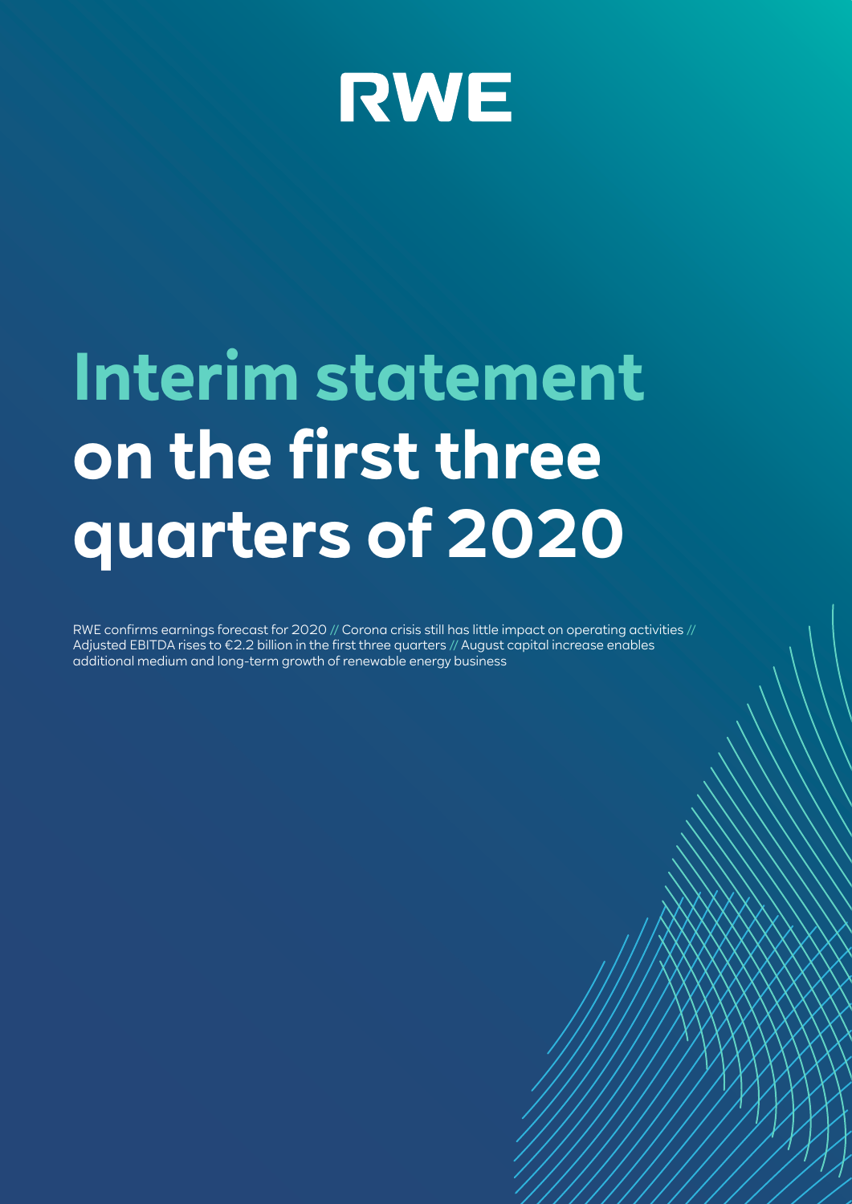RWE

# Interim statement on the first three quarters of 2020

RWE confirms earnings forecast for 2020 // Corona crisis still has little impact on operating activities // Adjusted EBITDA rises to €2.2 billion in the first three quarters // August capital increase enables additional medium and long-term growth of renewable energy business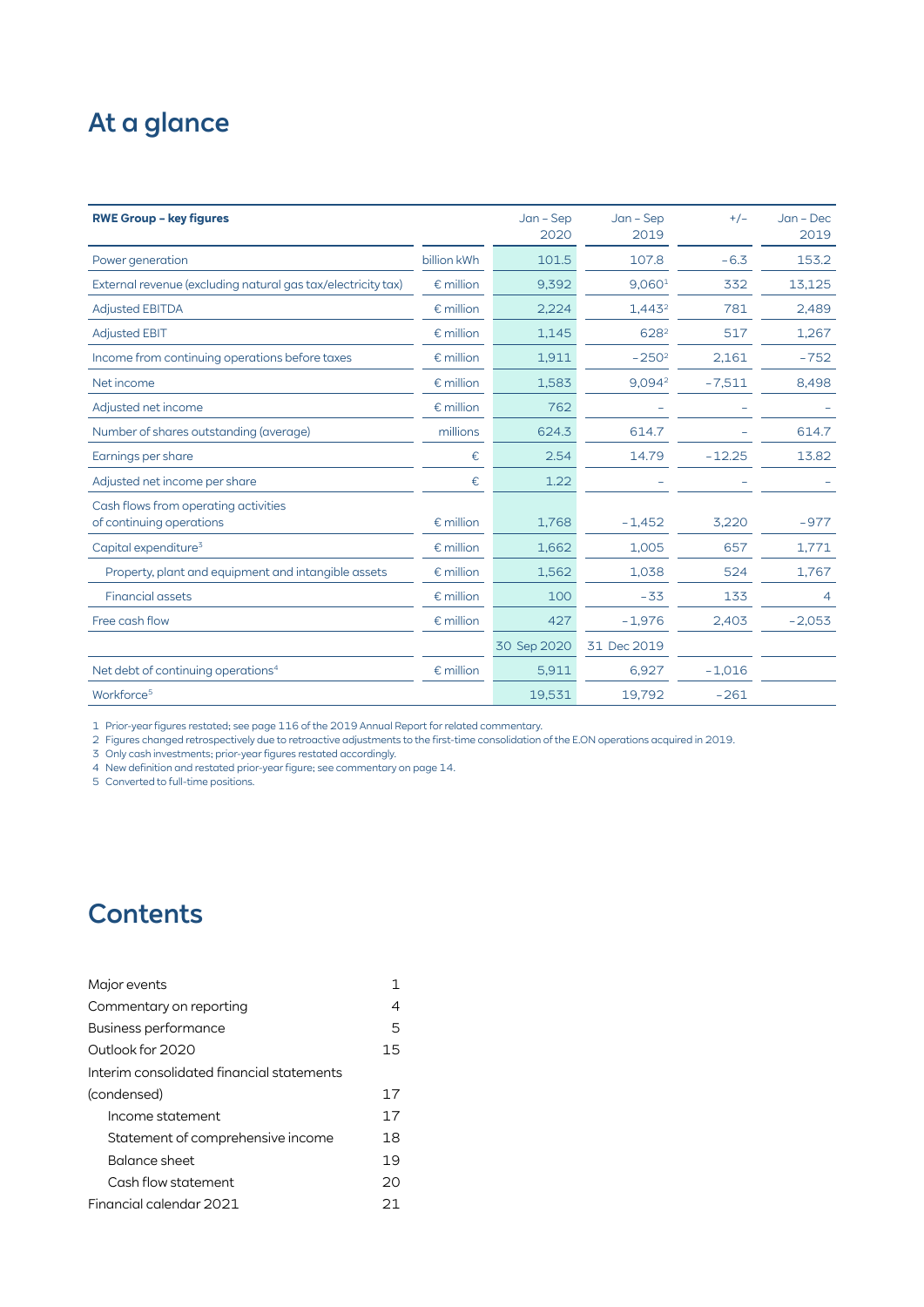# At a glance

| RWE Group – key figures | | Jan – Sep 2020 | Jan – Sep 2019 | +/– | Jan – Dec 2019 |
|---|---|---|---|---|---|
| Power generation | billion kWh | 101.5 | 107.8 | –6.3 | 153.2 |
| External revenue (excluding natural gas tax/electricity tax) | € million | 9,392 | 9,060[1] | 332 | 13,125 |
| Adjusted EBITDA | € million | 2,224 | 1,443[2] | 781 | 2,489 |
| Adjusted EBIT | € million | 1,145 | 628[2] | 517 | 1,267 |
| Income from continuing operations before taxes | € million | 1,911 | –250[2] | 2,161 | –752 |
| Net income | € million | 1,583 | 9,094[2] | –7,511 | 8,498 |
| Adjusted net income | € million | 762 | – | – | – |
| Number of shares outstanding (average) | millions | 624.3 | 614.7 | – | 614.7 |
| Earnings per share | € | 2.54 | 14.79 | –12.25 | 13.82 |
| Adjusted net income per share | € | 1.22 | – | – | – |
| Cash flows from operating activities of continuing operations | € million | 1,768 | –1,452 | 3,220 | –977 |
| Capital expenditure[3] | € million | 1,662 | 1,005 | 657 | 1,771 |
| Property, plant and equipment and intangible assets | € million | 1,562 | 1,038 | 524 | 1,767 |
| Financial assets | € million | 100 | –33 | 133 | 4 |
| Free cash flow | € million | 427 | –1,976 | 2,403 | –2,053 |
| | | 30 Sep 2020 | 31 Dec 2019 | | |
| Net debt of continuing operations[4] | € million | 5,911 | 6,927 | –1,016 | |
| Workforce[5] | | 19,531 | 19,792 | –261 | |

1 Prior-year figures restated; see page 116 of the 2019 Annual Report for related commentary.
2 Figures changed retrospectively due to retroactive adjustments to the first-time consolidation of the E.ON operations acquired in 2019.
3 Only cash investments; prior-year figures restated accordingly.
4 New definition and restated prior-year figure; see commentary on page 14.
5 Converted to full-time positions.

# Contents

| | |
|---|---|
| Major events | 1 |
| Commentary on reporting | 4 |
| Business performance | 5 |
| Outlook for 2020 | 15 |
| Interim consolidated financial statements (condensed) | 17 |
| Income statement | 17 |
| Statement of comprehensive income | 18 |
| Balance sheet | 19 |
| Cash flow statement | 20 |
| Financial calendar 2021 | 21 |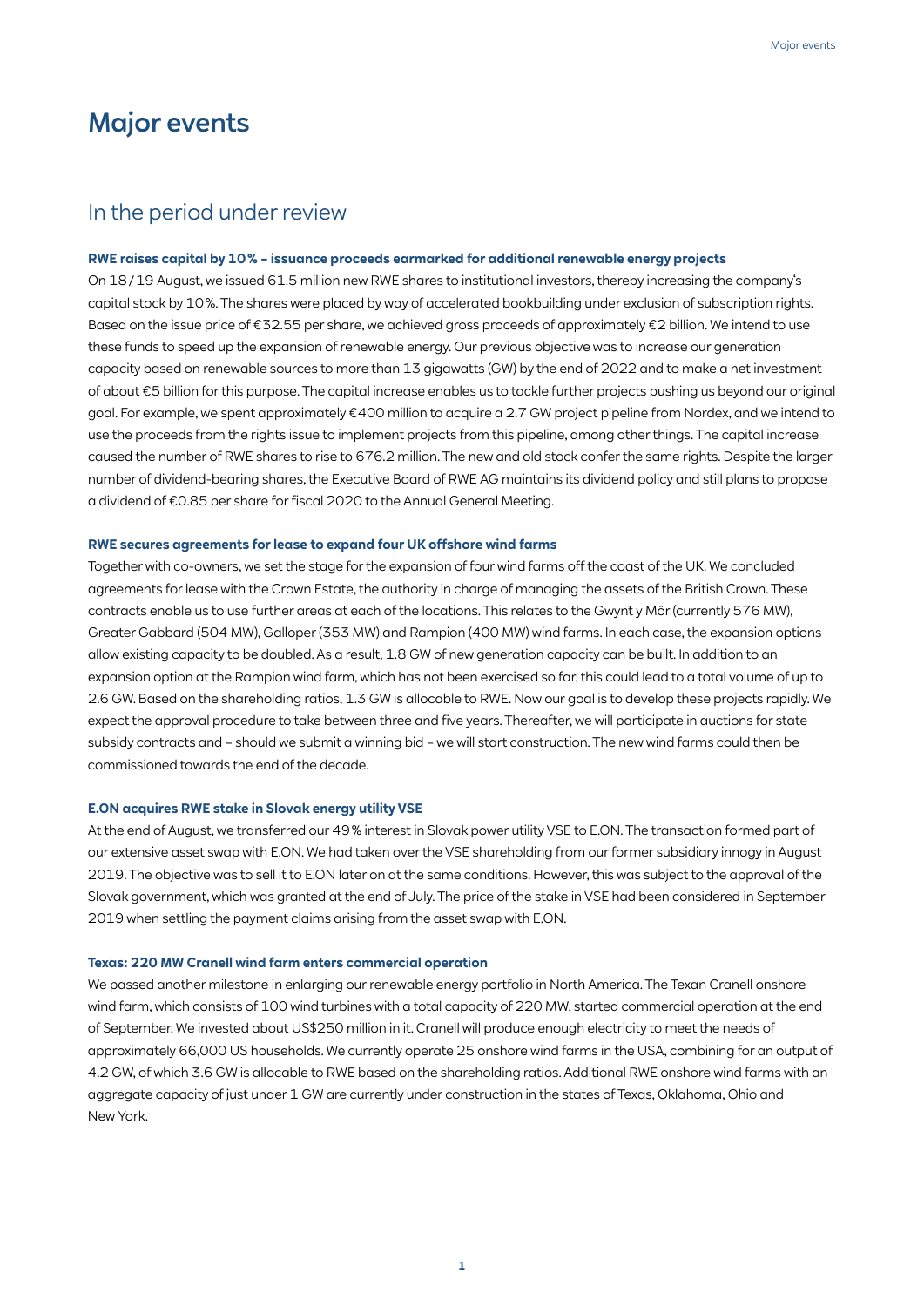# Major events

## In the period under review

### RWE raises capital by 10% – issuance proceeds earmarked for additional renewable energy projects

On 18 / 19 August, we issued 61.5 million new RWE shares to institutional investors, thereby increasing the company's capital stock by 10%. The shares were placed by way of accelerated bookbuilding under exclusion of subscription rights. Based on the issue price of €32.55 per share, we achieved gross proceeds of approximately €2 billion. We intend to use these funds to speed up the expansion of renewable energy. Our previous objective was to increase our generation capacity based on renewable sources to more than 13 gigawatts (GW) by the end of 2022 and to make a net investment of about €5 billion for this purpose. The capital increase enables us to tackle further projects pushing us beyond our original goal. For example, we spent approximately €400 million to acquire a 2.7 GW project pipeline from Nordex, and we intend to use the proceeds from the rights issue to implement projects from this pipeline, among other things. The capital increase caused the number of RWE shares to rise to 676.2 million. The new and old stock confer the same rights. Despite the larger number of dividend-bearing shares, the Executive Board of RWE AG maintains its dividend policy and still plans to propose a dividend of €0.85 per share for fiscal 2020 to the Annual General Meeting.

### RWE secures agreements for lease to expand four UK offshore wind farms

Together with co-owners, we set the stage for the expansion of four wind farms off the coast of the UK. We concluded agreements for lease with the Crown Estate, the authority in charge of managing the assets of the British Crown. These contracts enable us to use further areas at each of the locations. This relates to the Gwynt y Môr (currently 576 MW), Greater Gabbard (504 MW), Galloper (353 MW) and Rampion (400 MW) wind farms. In each case, the expansion options allow existing capacity to be doubled. As a result, 1.8 GW of new generation capacity can be built. In addition to an expansion option at the Rampion wind farm, which has not been exercised so far, this could lead to a total volume of up to 2.6 GW. Based on the shareholding ratios, 1.3 GW is allocable to RWE. Now our goal is to develop these projects rapidly. We expect the approval procedure to take between three and five years. Thereafter, we will participate in auctions for state subsidy contracts and – should we submit a winning bid – we will start construction. The new wind farms could then be commissioned towards the end of the decade.

### E.ON acquires RWE stake in Slovak energy utility VSE

At the end of August, we transferred our 49% interest in Slovak power utility VSE to E.ON. The transaction formed part of our extensive asset swap with E.ON. We had taken over the VSE shareholding from our former subsidiary innogy in August 2019. The objective was to sell it to E.ON later on at the same conditions. However, this was subject to the approval of the Slovak government, which was granted at the end of July. The price of the stake in VSE had been considered in September 2019 when settling the payment claims arising from the asset swap with E.ON.

### Texas: 220 MW Cranell wind farm enters commercial operation

We passed another milestone in enlarging our renewable energy portfolio in North America. The Texan Cranell onshore wind farm, which consists of 100 wind turbines with a total capacity of 220 MW, started commercial operation at the end of September. We invested about US$250 million in it. Cranell will produce enough electricity to meet the needs of approximately 66,000 US households. We currently operate 25 onshore wind farms in the USA, combining for an output of 4.2 GW, of which 3.6 GW is allocable to RWE based on the shareholding ratios. Additional RWE onshore wind farms with an aggregate capacity of just under 1 GW are currently under construction in the states of Texas, Oklahoma, Ohio and New York.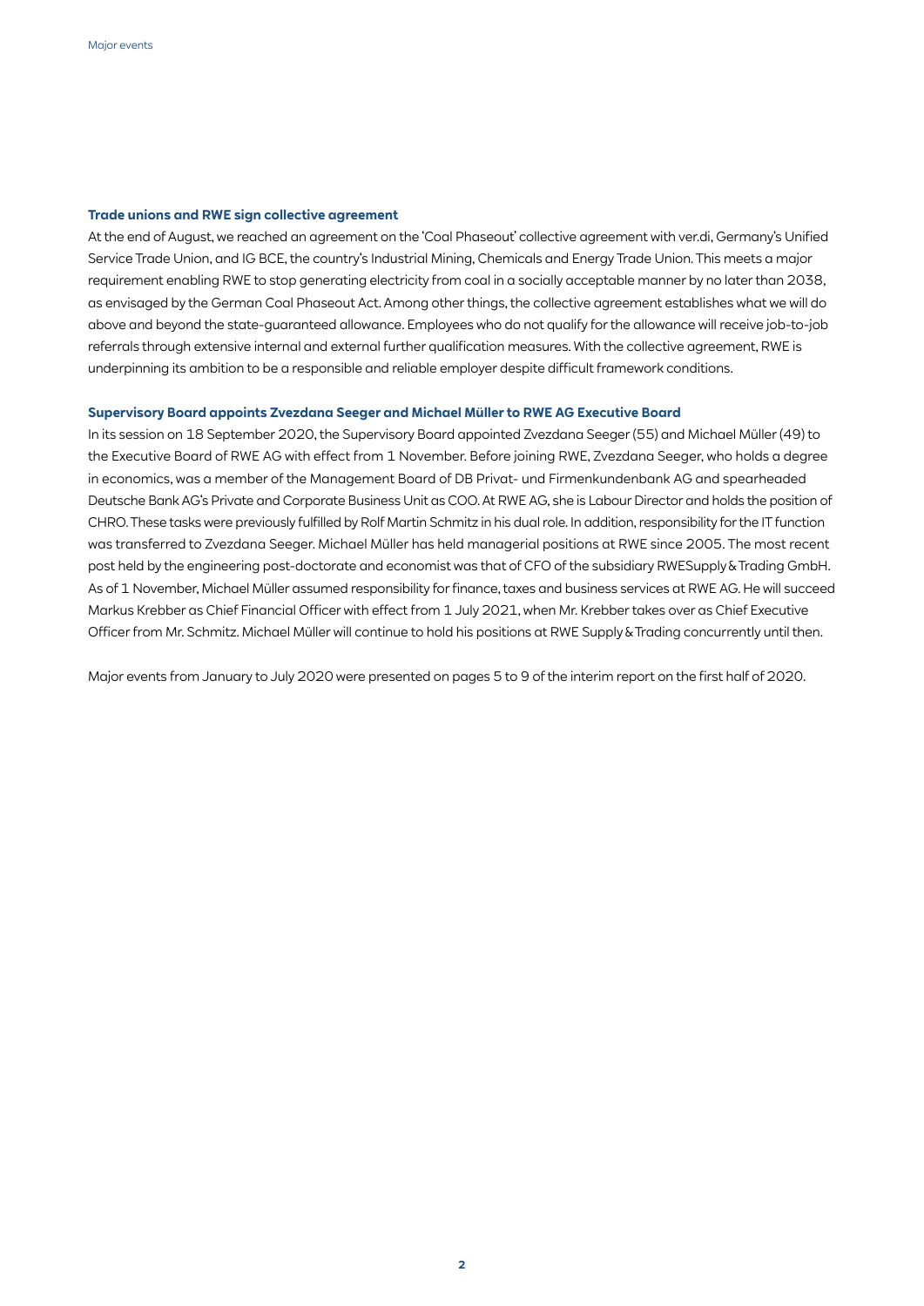### Trade unions and RWE sign collective agreement

At the end of August, we reached an agreement on the 'Coal Phaseout' collective agreement with ver.di, Germany's Unified Service Trade Union, and IG BCE, the country's Industrial Mining, Chemicals and Energy Trade Union. This meets a major requirement enabling RWE to stop generating electricity from coal in a socially acceptable manner by no later than 2038, as envisaged by the German Coal Phaseout Act. Among other things, the collective agreement establishes what we will do above and beyond the state-guaranteed allowance. Employees who do not qualify for the allowance will receive job-to-job referrals through extensive internal and external further qualification measures. With the collective agreement, RWE is underpinning its ambition to be a responsible and reliable employer despite difficult framework conditions.

### Supervisory Board appoints Zvezdana Seeger and Michael Müller to RWE AG Executive Board

In its session on 18 September 2020, the Supervisory Board appointed Zvezdana Seeger (55) and Michael Müller (49) to the Executive Board of RWE AG with effect from 1 November. Before joining RWE, Zvezdana Seeger, who holds a degree in economics, was a member of the Management Board of DB Privat- und Firmenkundenbank AG and spearheaded Deutsche Bank AG's Private and Corporate Business Unit as COO. At RWE AG, she is Labour Director and holds the position of CHRO. These tasks were previously fulfilled by Rolf Martin Schmitz in his dual role. In addition, responsibility for the IT function was transferred to Zvezdana Seeger. Michael Müller has held managerial positions at RWE since 2005. The most recent post held by the engineering post-doctorate and economist was that of CFO of the subsidiary RWESupply & Trading GmbH. As of 1 November, Michael Müller assumed responsibility for finance, taxes and business services at RWE AG. He will succeed Markus Krebber as Chief Financial Officer with effect from 1 July 2021, when Mr. Krebber takes over as Chief Executive Officer from Mr. Schmitz. Michael Müller will continue to hold his positions at RWE Supply & Trading concurrently until then.

Major events from January to July 2020 were presented on pages 5 to 9 of the interim report on the first half of 2020.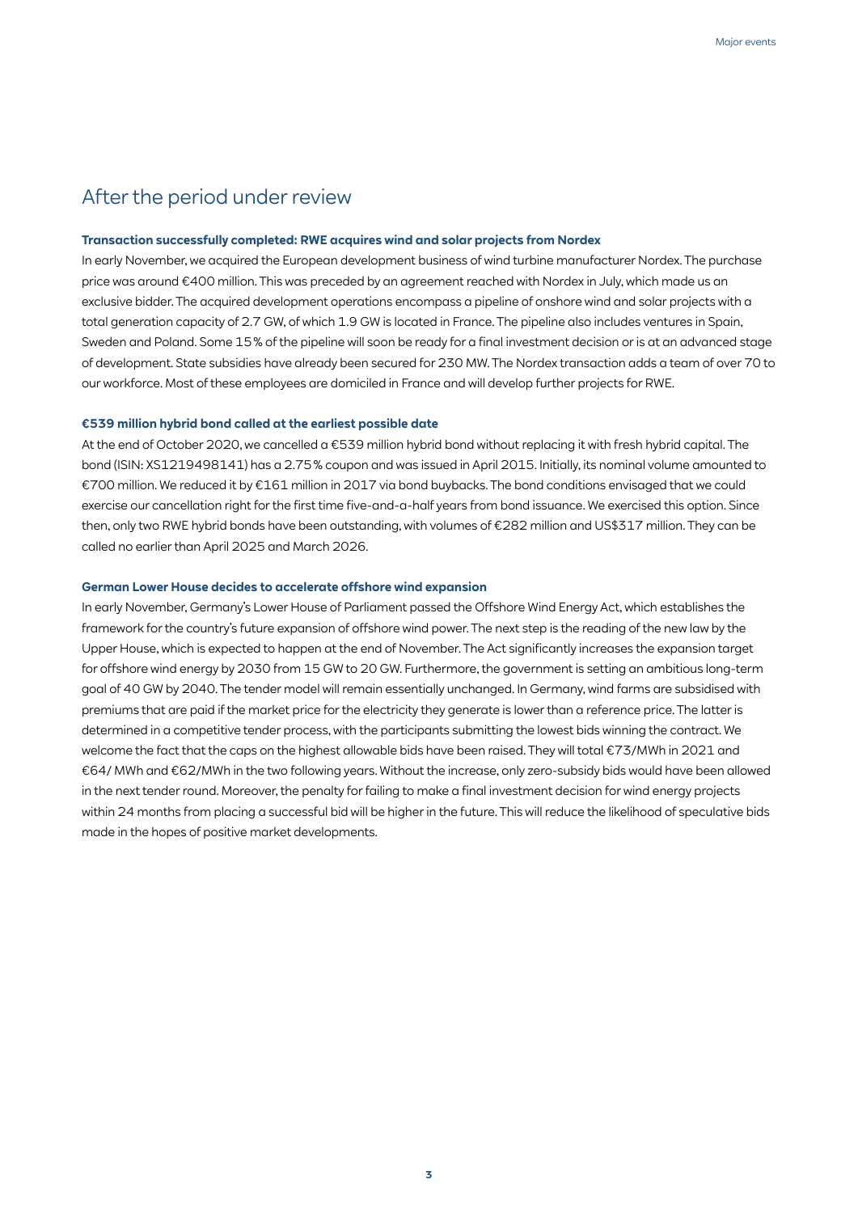## After the period under review

### Transaction successfully completed: RWE acquires wind and solar projects from Nordex

In early November, we acquired the European development business of wind turbine manufacturer Nordex. The purchase price was around €400 million. This was preceded by an agreement reached with Nordex in July, which made us an exclusive bidder. The acquired development operations encompass a pipeline of onshore wind and solar projects with a total generation capacity of 2.7 GW, of which 1.9 GW is located in France. The pipeline also includes ventures in Spain, Sweden and Poland. Some 15% of the pipeline will soon be ready for a final investment decision or is at an advanced stage of development. State subsidies have already been secured for 230 MW. The Nordex transaction adds a team of over 70 to our workforce. Most of these employees are domiciled in France and will develop further projects for RWE.

### €539 million hybrid bond called at the earliest possible date

At the end of October 2020, we cancelled a €539 million hybrid bond without replacing it with fresh hybrid capital. The bond (ISIN: XS1219498141) has a 2.75% coupon and was issued in April 2015. Initially, its nominal volume amounted to €700 million. We reduced it by €161 million in 2017 via bond buybacks. The bond conditions envisaged that we could exercise our cancellation right for the first time five-and-a-half years from bond issuance. We exercised this option. Since then, only two RWE hybrid bonds have been outstanding, with volumes of €282 million and US$317 million. They can be called no earlier than April 2025 and March 2026.

### German Lower House decides to accelerate offshore wind expansion

In early November, Germany's Lower House of Parliament passed the Offshore Wind Energy Act, which establishes the framework for the country's future expansion of offshore wind power. The next step is the reading of the new law by the Upper House, which is expected to happen at the end of November. The Act significantly increases the expansion target for offshore wind energy by 2030 from 15 GW to 20 GW. Furthermore, the government is setting an ambitious long-term goal of 40 GW by 2040. The tender model will remain essentially unchanged. In Germany, wind farms are subsidised with premiums that are paid if the market price for the electricity they generate is lower than a reference price. The latter is determined in a competitive tender process, with the participants submitting the lowest bids winning the contract. We welcome the fact that the caps on the highest allowable bids have been raised. They will total €73/MWh in 2021 and €64/ MWh and €62/MWh in the two following years. Without the increase, only zero-subsidy bids would have been allowed in the next tender round. Moreover, the penalty for failing to make a final investment decision for wind energy projects within 24 months from placing a successful bid will be higher in the future. This will reduce the likelihood of speculative bids made in the hopes of positive market developments.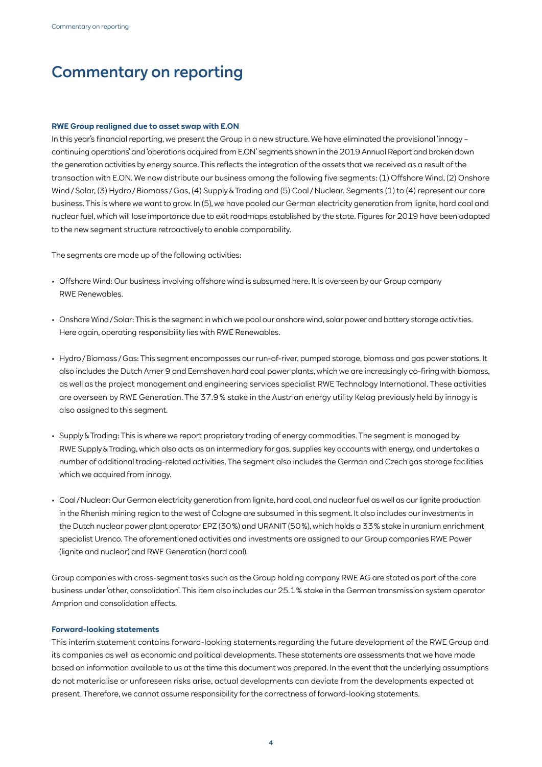# Commentary on reporting

### RWE Group realigned due to asset swap with E.ON

In this year's financial reporting, we present the Group in a new structure. We have eliminated the provisional 'innogy – continuing operations' and 'operations acquired from E.ON' segments shown in the 2019 Annual Report and broken down the generation activities by energy source. This reflects the integration of the assets that we received as a result of the transaction with E.ON. We now distribute our business among the following five segments: (1) Offshore Wind, (2) Onshore Wind / Solar, (3) Hydro / Biomass / Gas, (4) Supply & Trading and (5) Coal / Nuclear. Segments (1) to (4) represent our core business. This is where we want to grow. In (5), we have pooled our German electricity generation from lignite, hard coal and nuclear fuel, which will lose importance due to exit roadmaps established by the state. Figures for 2019 have been adapted to the new segment structure retroactively to enable comparability.

The segments are made up of the following activities:

- Offshore Wind: Our business involving offshore wind is subsumed here. It is overseen by our Group company RWE Renewables.
- Onshore Wind / Solar: This is the segment in which we pool our onshore wind, solar power and battery storage activities. Here again, operating responsibility lies with RWE Renewables.
- Hydro / Biomass / Gas: This segment encompasses our run-of-river, pumped storage, biomass and gas power stations. It also includes the Dutch Amer 9 and Eemshaven hard coal power plants, which we are increasingly co-firing with biomass, as well as the project management and engineering services specialist RWE Technology International. These activities are overseen by RWE Generation. The 37.9 % stake in the Austrian energy utility Kelag previously held by innogy is also assigned to this segment.
- Supply & Trading: This is where we report proprietary trading of energy commodities. The segment is managed by RWE Supply & Trading, which also acts as an intermediary for gas, supplies key accounts with energy, and undertakes a number of additional trading-related activities. The segment also includes the German and Czech gas storage facilities which we acquired from innogy.
- Coal / Nuclear: Our German electricity generation from lignite, hard coal, and nuclear fuel as well as our lignite production in the Rhenish mining region to the west of Cologne are subsumed in this segment. It also includes our investments in the Dutch nuclear power plant operator EPZ (30 %) and URANIT (50 %), which holds a 33 % stake in uranium enrichment specialist Urenco. The aforementioned activities and investments are assigned to our Group companies RWE Power (lignite and nuclear) and RWE Generation (hard coal).

Group companies with cross-segment tasks such as the Group holding company RWE AG are stated as part of the core business under 'other, consolidation'. This item also includes our 25.1 % stake in the German transmission system operator Amprion and consolidation effects.

### Forward-looking statements

This interim statement contains forward-looking statements regarding the future development of the RWE Group and its companies as well as economic and political developments. These statements are assessments that we have made based on information available to us at the time this document was prepared. In the event that the underlying assumptions do not materialise or unforeseen risks arise, actual developments can deviate from the developments expected at present. Therefore, we cannot assume responsibility for the correctness of forward-looking statements.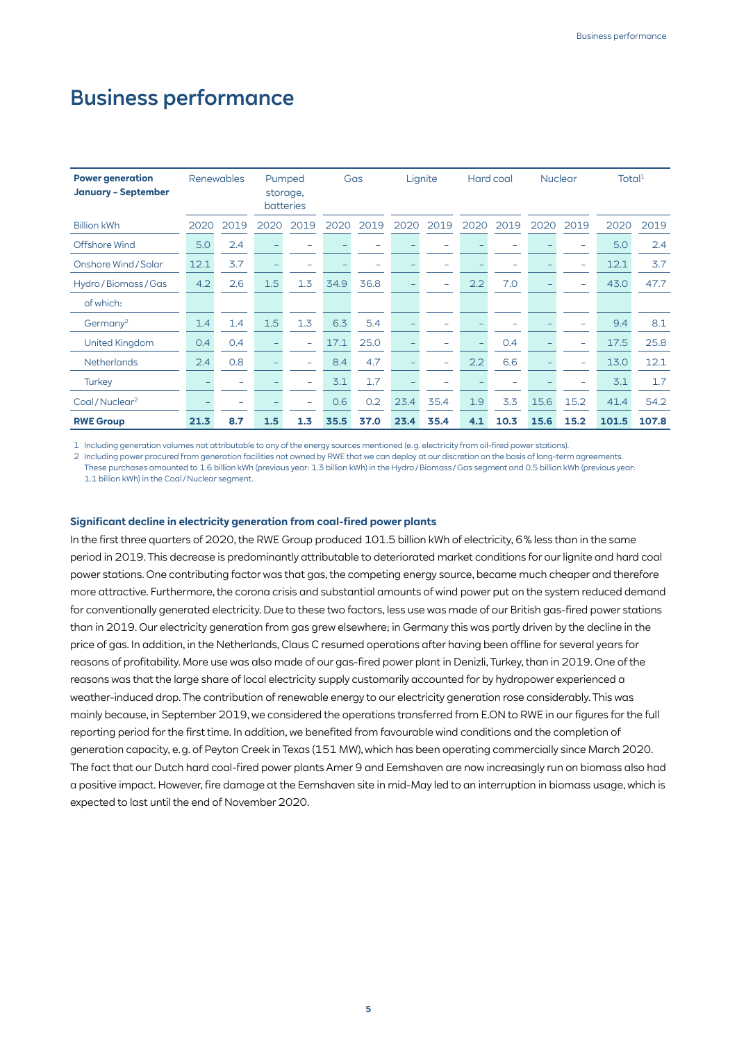# Business performance

| Power generation January – September | Renewables | | Pumped storage, batteries | | Gas | | Lignite | | Hard coal | | Nuclear | | Total[1] | |
|---|---|---|---|---|---|---|---|---|---|---|---|---|---|---|
| Billion kWh | 2020 | 2019 | 2020 | 2019 | 2020 | 2019 | 2020 | 2019 | 2020 | 2019 | 2020 | 2019 | 2020 | 2019 |
| Offshore Wind | 5.0 | 2.4 | – | – | – | – | – | – | – | – | – | – | 5.0 | 2.4 |
| Onshore Wind / Solar | 12.1 | 3.7 | – | – | – | – | – | – | – | – | – | – | 12.1 | 3.7 |
| Hydro / Biomass / Gas | 4.2 | 2.6 | 1.5 | 1.3 | 34.9 | 36.8 | – | – | 2.2 | 7.0 | – | – | 43.0 | 47.7 |
| of which: | | | | | | | | | | | | | | |
| Germany[2] | 1.4 | 1.4 | 1.5 | 1.3 | 6.3 | 5.4 | – | – | – | – | – | – | 9.4 | 8.1 |
| United Kingdom | 0.4 | 0.4 | – | – | 17.1 | 25.0 | – | – | – | 0.4 | – | – | 17.5 | 25.8 |
| Netherlands | 2.4 | 0.8 | – | – | 8.4 | 4.7 | – | – | 2.2 | 6.6 | – | – | 13.0 | 12.1 |
| Turkey | – | – | – | – | 3.1 | 1.7 | – | – | – | – | – | – | 3.1 | 1.7 |
| Coal / Nuclear[2] | – | – | – | – | 0.6 | 0.2 | 23.4 | 35.4 | 1.9 | 3.3 | 15.6 | 15.2 | 41.4 | 54.2 |
| **RWE Group** | **21.3** | **8.7** | **1.5** | **1.3** | **35.5** | **37.0** | **23.4** | **35.4** | **4.1** | **10.3** | **15.6** | **15.2** | **101.5** | **107.8** |

1 Including generation volumes not attributable to any of the energy sources mentioned (e.g. electricity from oil-fired power stations).
2 Including power procured from generation facilities not owned by RWE that we can deploy at our discretion on the basis of long-term agreements. These purchases amounted to 1.6 billion kWh (previous year: 1.3 billion kWh) in the Hydro / Biomass / Gas segment and 0.5 billion kWh (previous year: 1.1 billion kWh) in the Coal / Nuclear segment.

### Significant decline in electricity generation from coal-fired power plants

In the first three quarters of 2020, the RWE Group produced 101.5 billion kWh of electricity, 6 % less than in the same period in 2019. This decrease is predominantly attributable to deteriorated market conditions for our lignite and hard coal power stations. One contributing factor was that gas, the competing energy source, became much cheaper and therefore more attractive. Furthermore, the corona crisis and substantial amounts of wind power put on the system reduced demand for conventionally generated electricity. Due to these two factors, less use was made of our British gas-fired power stations than in 2019. Our electricity generation from gas grew elsewhere; in Germany this was partly driven by the decline in the price of gas. In addition, in the Netherlands, Claus C resumed operations after having been offline for several years for reasons of profitability. More use was also made of our gas-fired power plant in Denizli, Turkey, than in 2019. One of the reasons was that the large share of local electricity supply customarily accounted for by hydropower experienced a weather-induced drop. The contribution of renewable energy to our electricity generation rose considerably. This was mainly because, in September 2019, we considered the operations transferred from E.ON to RWE in our figures for the full reporting period for the first time. In addition, we benefited from favourable wind conditions and the completion of generation capacity, e. g. of Peyton Creek in Texas (151 MW), which has been operating commercially since March 2020. The fact that our Dutch hard coal-fired power plants Amer 9 and Eemshaven are now increasingly run on biomass also had a positive impact. However, fire damage at the Eemshaven site in mid-May led to an interruption in biomass usage, which is expected to last until the end of November 2020.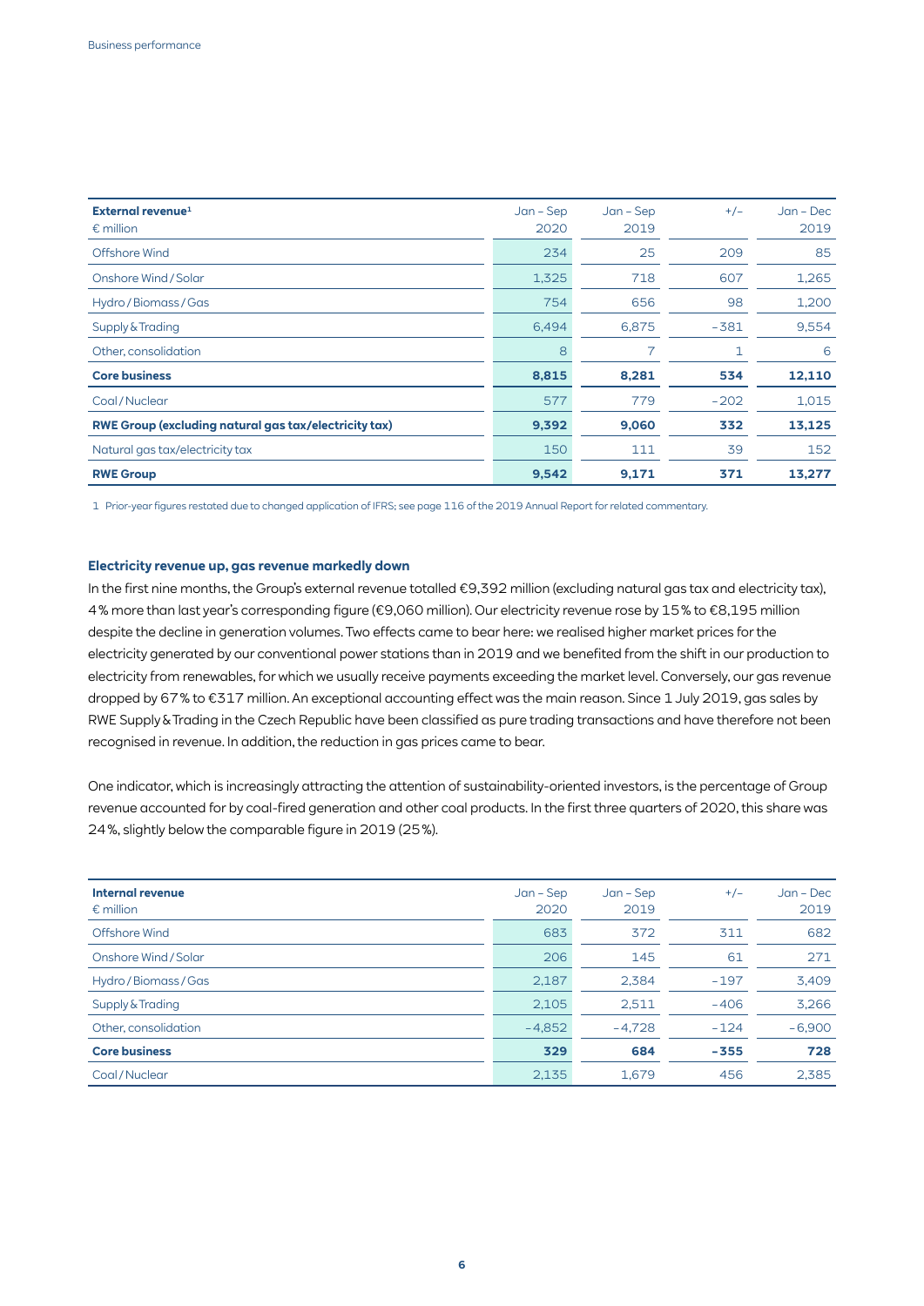| External revenue[1] € million | Jan – Sep 2020 | Jan – Sep 2019 | +/– | Jan – Dec 2019 |
|---|---|---|---|---|
| Offshore Wind | 234 | 25 | 209 | 85 |
| Onshore Wind / Solar | 1,325 | 718 | 607 | 1,265 |
| Hydro / Biomass / Gas | 754 | 656 | 98 | 1,200 |
| Supply & Trading | 6,494 | 6,875 | -381 | 9,554 |
| Other, consolidation | 8 | 7 | 1 | 6 |
| **Core business** | **8,815** | **8,281** | **534** | **12,110** |
| Coal / Nuclear | 577 | 779 | -202 | 1,015 |
| **RWE Group (excluding natural gas tax/electricity tax)** | **9,392** | **9,060** | **332** | **13,125** |
| Natural gas tax/electricity tax | 150 | 111 | 39 | 152 |
| **RWE Group** | **9,542** | **9,171** | **371** | **13,277** |

1 Prior-year figures restated due to changed application of IFRS; see page 116 of the 2019 Annual Report for related commentary.

### Electricity revenue up, gas revenue markedly down

In the first nine months, the Group's external revenue totalled €9,392 million (excluding natural gas tax and electricity tax), 4% more than last year's corresponding figure (€9,060 million). Our electricity revenue rose by 15% to €8,195 million despite the decline in generation volumes. Two effects came to bear here: we realised higher market prices for the electricity generated by our conventional power stations than in 2019 and we benefited from the shift in our production to electricity from renewables, for which we usually receive payments exceeding the market level. Conversely, our gas revenue dropped by 67% to €317 million. An exceptional accounting effect was the main reason. Since 1 July 2019, gas sales by RWE Supply & Trading in the Czech Republic have been classified as pure trading transactions and have therefore not been recognised in revenue. In addition, the reduction in gas prices came to bear.

One indicator, which is increasingly attracting the attention of sustainability-oriented investors, is the percentage of Group revenue accounted for by coal-fired generation and other coal products. In the first three quarters of 2020, this share was 24%, slightly below the comparable figure in 2019 (25%).

| Internal revenue € million | Jan – Sep 2020 | Jan – Sep 2019 | +/– | Jan – Dec 2019 |
|---|---|---|---|---|
| Offshore Wind | 683 | 372 | 311 | 682 |
| Onshore Wind / Solar | 206 | 145 | 61 | 271 |
| Hydro / Biomass / Gas | 2,187 | 2,384 | -197 | 3,409 |
| Supply & Trading | 2,105 | 2,511 | -406 | 3,266 |
| Other, consolidation | -4,852 | -4,728 | -124 | -6,900 |
| **Core business** | **329** | **684** | **-355** | **728** |
| Coal / Nuclear | 2,135 | 1,679 | 456 | 2,385 |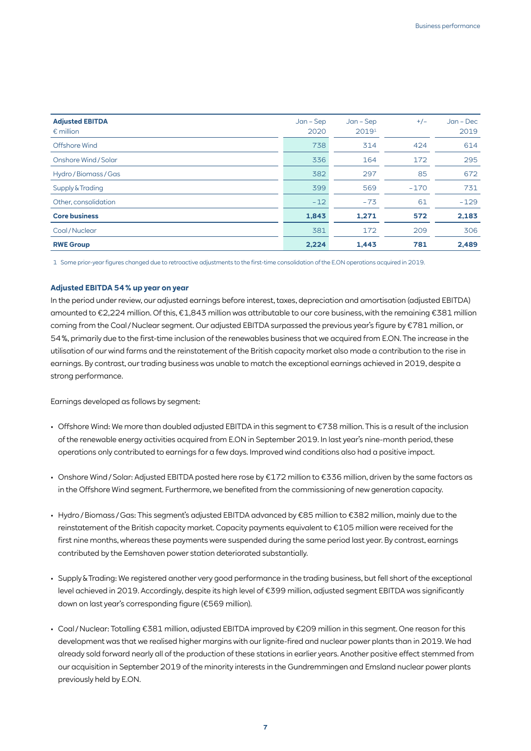| **Adjusted EBITDA**<br>€ million | Jan – Sep 2020 | Jan – Sep 2019[1] | +/– | Jan – Dec 2019 |
|---|---|---|---|---|
| Offshore Wind | 738 | 314 | 424 | 614 |
| Onshore Wind / Solar | 336 | 164 | 172 | 295 |
| Hydro / Biomass / Gas | 382 | 297 | 85 | 672 |
| Supply & Trading | 399 | 569 | −170 | 731 |
| Other, consolidation | −12 | −73 | 61 | −129 |
| **Core business** | **1,843** | **1,271** | **572** | **2,183** |
| Coal / Nuclear | 381 | 172 | 209 | 306 |
| **RWE Group** | **2,224** | **1,443** | **781** | **2,489** |

1 Some prior-year figures changed due to retroactive adjustments to the first-time consolidation of the E.ON operations acquired in 2019.

### Adjusted EBITDA 54 % up year on year

In the period under review, our adjusted earnings before interest, taxes, depreciation and amortisation (adjusted EBITDA) amounted to €2,224 million. Of this, €1,843 million was attributable to our core business, with the remaining €381 million coming from the Coal / Nuclear segment. Our adjusted EBITDA surpassed the previous year's figure by €781 million, or 54 %, primarily due to the first-time inclusion of the renewables business that we acquired from E.ON. The increase in the utilisation of our wind farms and the reinstatement of the British capacity market also made a contribution to the rise in earnings. By contrast, our trading business was unable to match the exceptional earnings achieved in 2019, despite a strong performance.

Earnings developed as follows by segment:

- Offshore Wind: We more than doubled adjusted EBITDA in this segment to €738 million. This is a result of the inclusion of the renewable energy activities acquired from E.ON in September 2019. In last year's nine-month period, these operations only contributed to earnings for a few days. Improved wind conditions also had a positive impact.
- Onshore Wind / Solar: Adjusted EBITDA posted here rose by €172 million to €336 million, driven by the same factors as in the Offshore Wind segment. Furthermore, we benefited from the commissioning of new generation capacity.
- Hydro / Biomass / Gas: This segment's adjusted EBITDA advanced by €85 million to €382 million, mainly due to the reinstatement of the British capacity market. Capacity payments equivalent to €105 million were received for the first nine months, whereas these payments were suspended during the same period last year. By contrast, earnings contributed by the Eemshaven power station deteriorated substantially.
- Supply & Trading: We registered another very good performance in the trading business, but fell short of the exceptional level achieved in 2019. Accordingly, despite its high level of €399 million, adjusted segment EBITDA was significantly down on last year's corresponding figure (€569 million).
- Coal / Nuclear: Totalling €381 million, adjusted EBITDA improved by €209 million in this segment. One reason for this development was that we realised higher margins with our lignite-fired and nuclear power plants than in 2019. We had already sold forward nearly all of the production of these stations in earlier years. Another positive effect stemmed from our acquisition in September 2019 of the minority interests in the Gundremmingen and Emsland nuclear power plants previously held by E.ON.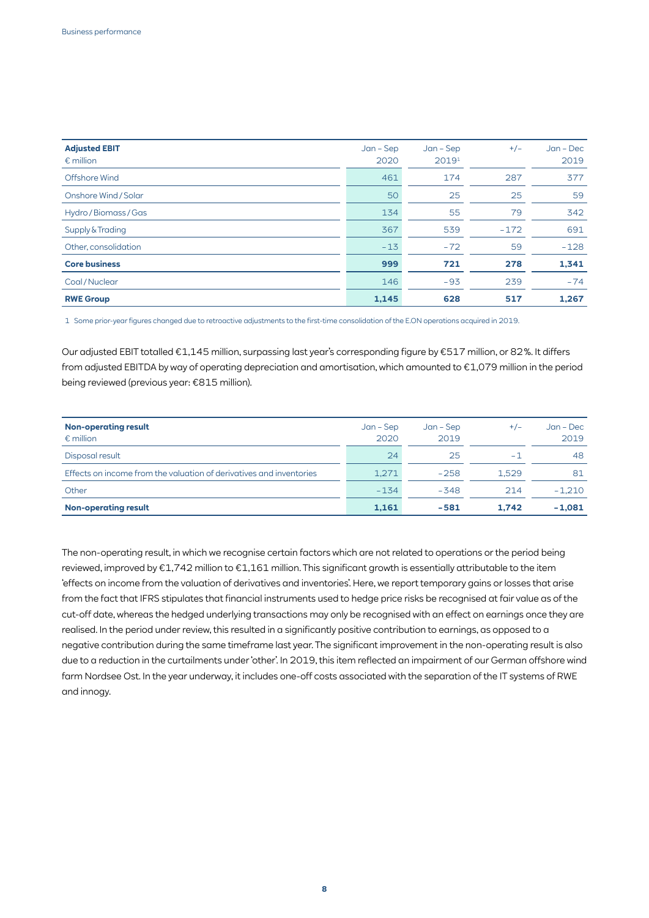| **Adjusted EBIT**<br>€ million | Jan – Sep<br>2020 | Jan – Sep<br>2019[1] | +/– | Jan – Dec<br>2019 |
|---|---|---|---|---|
| Offshore Wind | 461 | 174 | 287 | 377 |
| Onshore Wind / Solar | 50 | 25 | 25 | 59 |
| Hydro / Biomass / Gas | 134 | 55 | 79 | 342 |
| Supply & Trading | 367 | 539 | −172 | 691 |
| Other, consolidation | −13 | −72 | 59 | −128 |
| **Core business** | **999** | **721** | **278** | **1,341** |
| Coal / Nuclear | 146 | −93 | 239 | −74 |
| **RWE Group** | **1,145** | **628** | **517** | **1,267** |

1 Some prior-year figures changed due to retroactive adjustments to the first-time consolidation of the E.ON operations acquired in 2019.

Our adjusted EBIT totalled €1,145 million, surpassing last year's corresponding figure by €517 million, or 82%. It differs from adjusted EBITDA by way of operating depreciation and amortisation, which amounted to €1,079 million in the period being reviewed (previous year: €815 million).

| **Non-operating result**<br>€ million | Jan – Sep<br>2020 | Jan – Sep<br>2019 | +/– | Jan – Dec<br>2019 |
|---|---|---|---|---|
| Disposal result | 24 | 25 | −1 | 48 |
| Effects on income from the valuation of derivatives and inventories | 1,271 | −258 | 1,529 | 81 |
| Other | −134 | −348 | 214 | −1,210 |
| **Non-operating result** | **1,161** | **−581** | **1,742** | **−1,081** |

The non-operating result, in which we recognise certain factors which are not related to operations or the period being reviewed, improved by €1,742 million to €1,161 million. This significant growth is essentially attributable to the item 'effects on income from the valuation of derivatives and inventories'. Here, we report temporary gains or losses that arise from the fact that IFRS stipulates that financial instruments used to hedge price risks be recognised at fair value as of the cut-off date, whereas the hedged underlying transactions may only be recognised with an effect on earnings once they are realised. In the period under review, this resulted in a significantly positive contribution to earnings, as opposed to a negative contribution during the same timeframe last year. The significant improvement in the non-operating result is also due to a reduction in the curtailments under 'other'. In 2019, this item reflected an impairment of our German offshore wind farm Nordsee Ost. In the year underway, it includes one-off costs associated with the separation of the IT systems of RWE and innogy.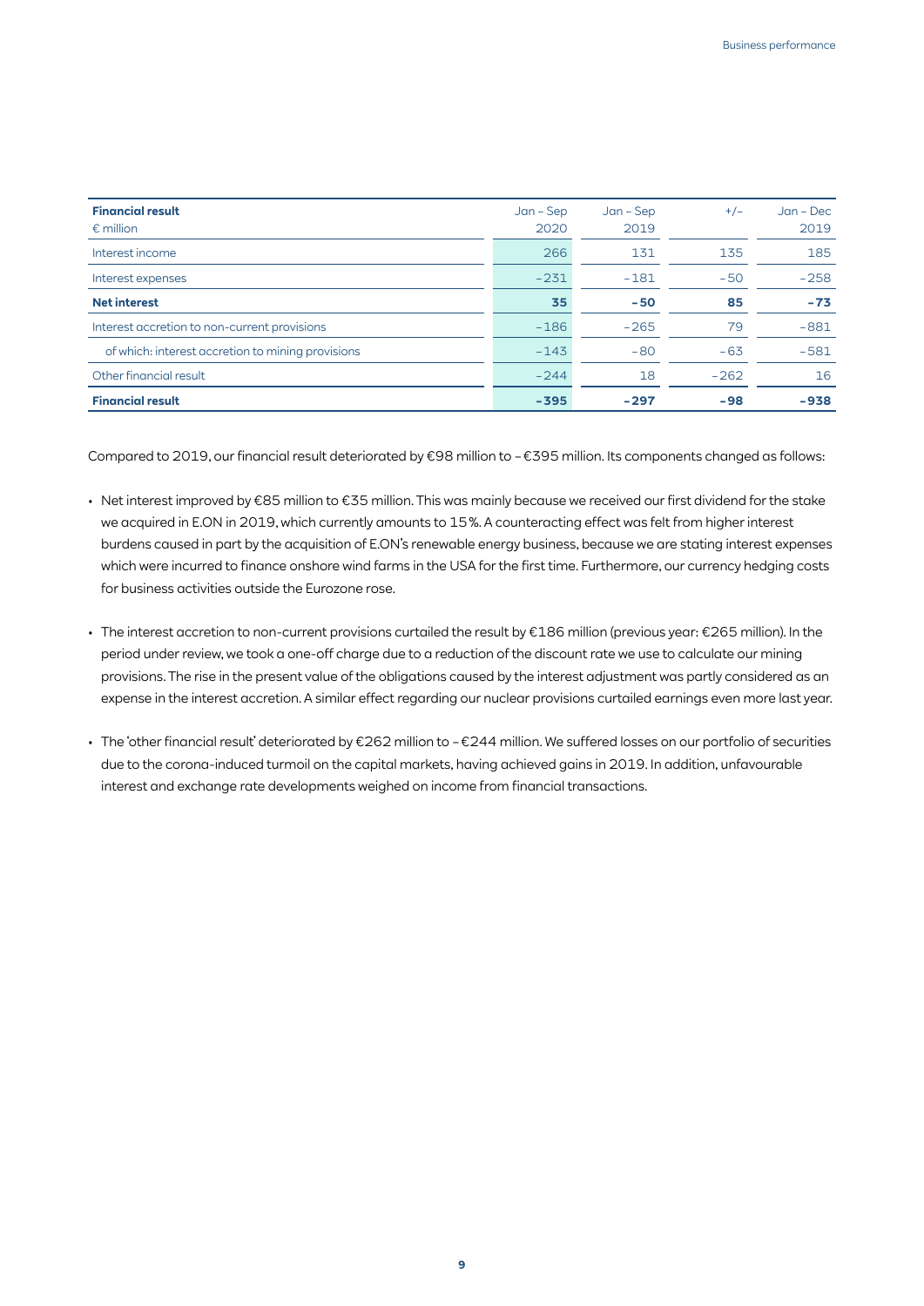| **Financial result**<br>€ million | Jan – Sep 2020 | Jan – Sep 2019 | +/– | Jan – Dec 2019 |
|---|---|---|---|---|
| Interest income | 266 | 131 | 135 | 185 |
| Interest expenses | –231 | –181 | –50 | –258 |
| **Net interest** | **35** | **–50** | **85** | **–73** |
| Interest accretion to non-current provisions | –186 | –265 | 79 | –881 |
| of which: interest accretion to mining provisions | –143 | –80 | –63 | –581 |
| Other financial result | –244 | 18 | –262 | 16 |
| **Financial result** | **–395** | **–297** | **–98** | **–938** |

Compared to 2019, our financial result deteriorated by €98 million to –€395 million. Its components changed as follows:

- Net interest improved by €85 million to €35 million. This was mainly because we received our first dividend for the stake we acquired in E.ON in 2019, which currently amounts to 15 %. A counteracting effect was felt from higher interest burdens caused in part by the acquisition of E.ON's renewable energy business, because we are stating interest expenses which were incurred to finance onshore wind farms in the USA for the first time. Furthermore, our currency hedging costs for business activities outside the Eurozone rose.

- The interest accretion to non-current provisions curtailed the result by €186 million (previous year: €265 million). In the period under review, we took a one-off charge due to a reduction of the discount rate we use to calculate our mining provisions. The rise in the present value of the obligations caused by the interest adjustment was partly considered as an expense in the interest accretion. A similar effect regarding our nuclear provisions curtailed earnings even more last year.

- The 'other financial result' deteriorated by €262 million to –€244 million. We suffered losses on our portfolio of securities due to the corona-induced turmoil on the capital markets, having achieved gains in 2019. In addition, unfavourable interest and exchange rate developments weighed on income from financial transactions.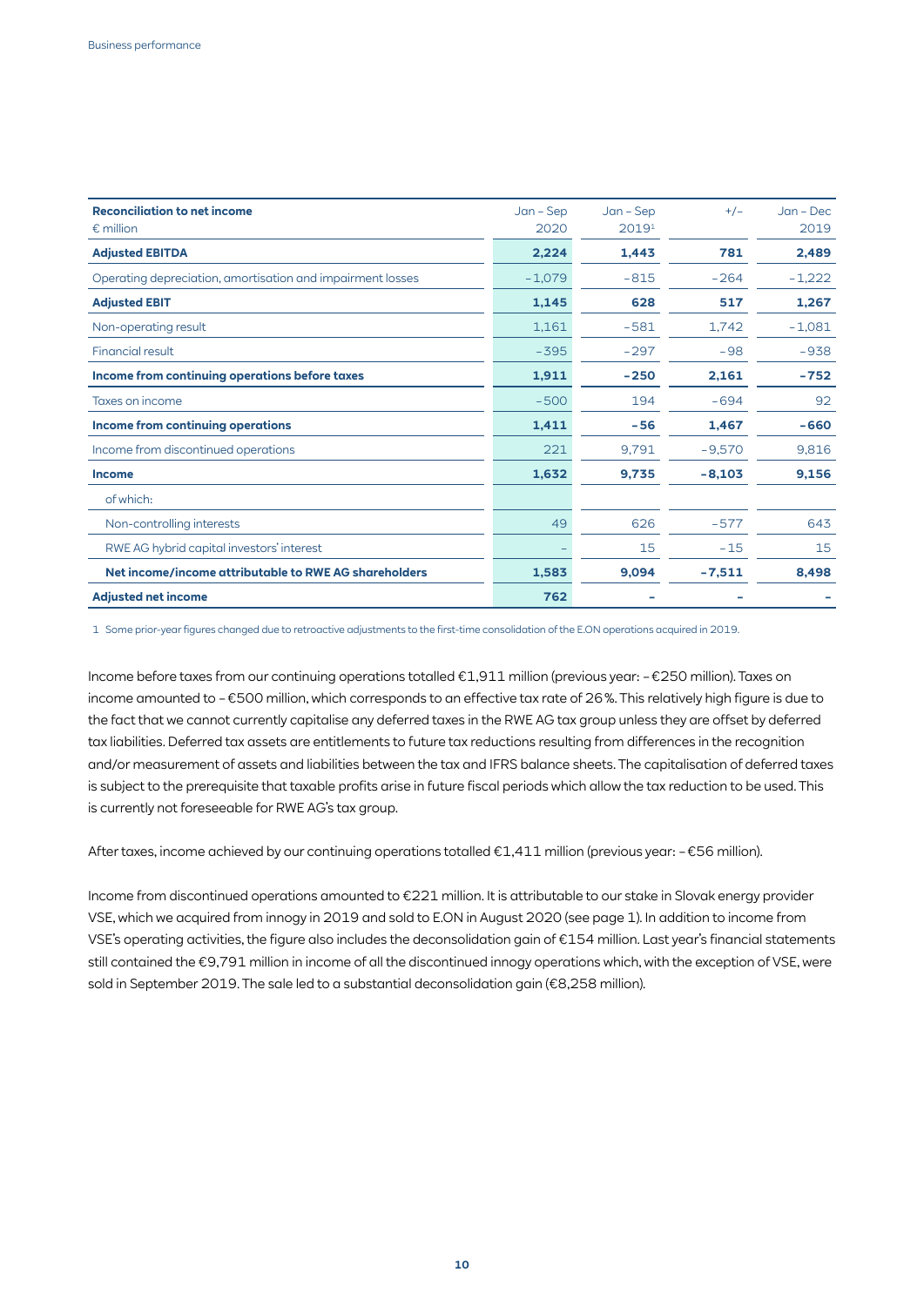| Reconciliation to net income<br>€ million | Jan – Sep 2020 | Jan – Sep 2019[1] | +/– | Jan – Dec 2019 |
|---|---|---|---|---|
| **Adjusted EBITDA** | **2,224** | **1,443** | **781** | **2,489** |
| Operating depreciation, amortisation and impairment losses | –1,079 | –815 | –264 | –1,222 |
| **Adjusted EBIT** | **1,145** | **628** | **517** | **1,267** |
| Non-operating result | 1,161 | –581 | 1,742 | –1,081 |
| Financial result | –395 | –297 | –98 | –938 |
| **Income from continuing operations before taxes** | **1,911** | **–250** | **2,161** | **–752** |
| Taxes on income | –500 | 194 | –694 | 92 |
| **Income from continuing operations** | **1,411** | **–56** | **1,467** | **–660** |
| Income from discontinued operations | 221 | 9,791 | –9,570 | 9,816 |
| **Income** | **1,632** | **9,735** | **–8,103** | **9,156** |
| of which: | | | | |
| Non-controlling interests | 49 | 626 | –577 | 643 |
| RWE AG hybrid capital investors' interest | – | 15 | –15 | 15 |
| **Net income/income attributable to RWE AG shareholders** | **1,583** | **9,094** | **–7,511** | **8,498** |
| **Adjusted net income** | **762** | – | – | – |

1 Some prior-year figures changed due to retroactive adjustments to the first-time consolidation of the E.ON operations acquired in 2019.

Income before taxes from our continuing operations totalled €1,911 million (previous year: –€250 million). Taxes on income amounted to –€500 million, which corresponds to an effective tax rate of 26%. This relatively high figure is due to the fact that we cannot currently capitalise any deferred taxes in the RWE AG tax group unless they are offset by deferred tax liabilities. Deferred tax assets are entitlements to future tax reductions resulting from differences in the recognition and/or measurement of assets and liabilities between the tax and IFRS balance sheets. The capitalisation of deferred taxes is subject to the prerequisite that taxable profits arise in future fiscal periods which allow the tax reduction to be used. This is currently not foreseeable for RWE AG's tax group.

After taxes, income achieved by our continuing operations totalled €1,411 million (previous year: –€56 million).

Income from discontinued operations amounted to €221 million. It is attributable to our stake in Slovak energy provider VSE, which we acquired from innogy in 2019 and sold to E.ON in August 2020 (see page 1). In addition to income from VSE's operating activities, the figure also includes the deconsolidation gain of €154 million. Last year's financial statements still contained the €9,791 million in income of all the discontinued innogy operations which, with the exception of VSE, were sold in September 2019. The sale led to a substantial deconsolidation gain (€8,258 million).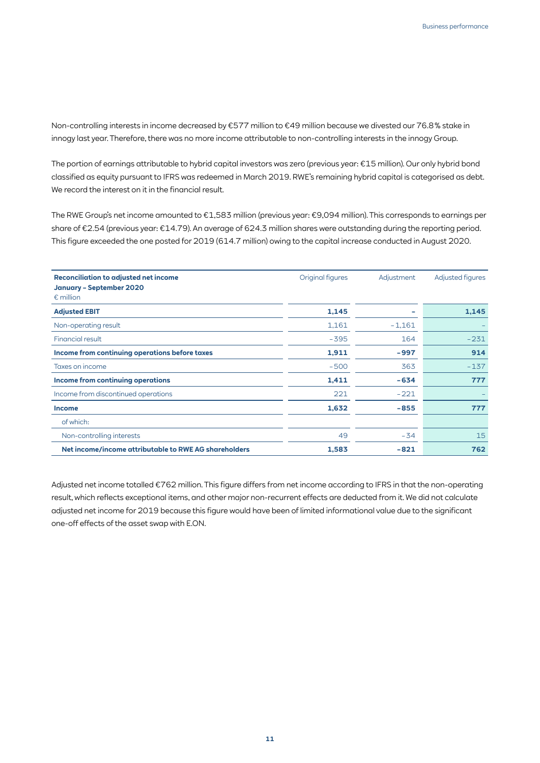Non-controlling interests in income decreased by €577 million to €49 million because we divested our 76.8 % stake in innogy last year. Therefore, there was no more income attributable to non-controlling interests in the innogy Group.

The portion of earnings attributable to hybrid capital investors was zero (previous year: €15 million). Our only hybrid bond classified as equity pursuant to IFRS was redeemed in March 2019. RWE's remaining hybrid capital is categorised as debt. We record the interest on it in the financial result.

The RWE Group's net income amounted to €1,583 million (previous year: €9,094 million). This corresponds to earnings per share of €2.54 (previous year: €14.79). An average of 624.3 million shares were outstanding during the reporting period. This figure exceeded the one posted for 2019 (614.7 million) owing to the capital increase conducted in August 2020.

| **Reconciliation to adjusted net income January – September 2020** € million | Original figures | Adjustment | Adjusted figures |
|---|---|---|---|
| **Adjusted EBIT** | **1,145** | **–** | **1,145** |
| Non-operating result | 1,161 | -1,161 | – |
| Financial result | -395 | 164 | -231 |
| **Income from continuing operations before taxes** | **1,911** | **-997** | **914** |
| Taxes on income | -500 | 363 | -137 |
| **Income from continuing operations** | **1,411** | **-634** | **777** |
| Income from discontinued operations | 221 | -221 | – |
| **Income** | **1,632** | **-855** | **777** |
| of which: | | | |
| Non-controlling interests | 49 | -34 | 15 |
| **Net income/income attributable to RWE AG shareholders** | **1,583** | **-821** | **762** |

Adjusted net income totalled €762 million. This figure differs from net income according to IFRS in that the non-operating result, which reflects exceptional items, and other major non-recurrent effects are deducted from it. We did not calculate adjusted net income for 2019 because this figure would have been of limited informational value due to the significant one-off effects of the asset swap with E.ON.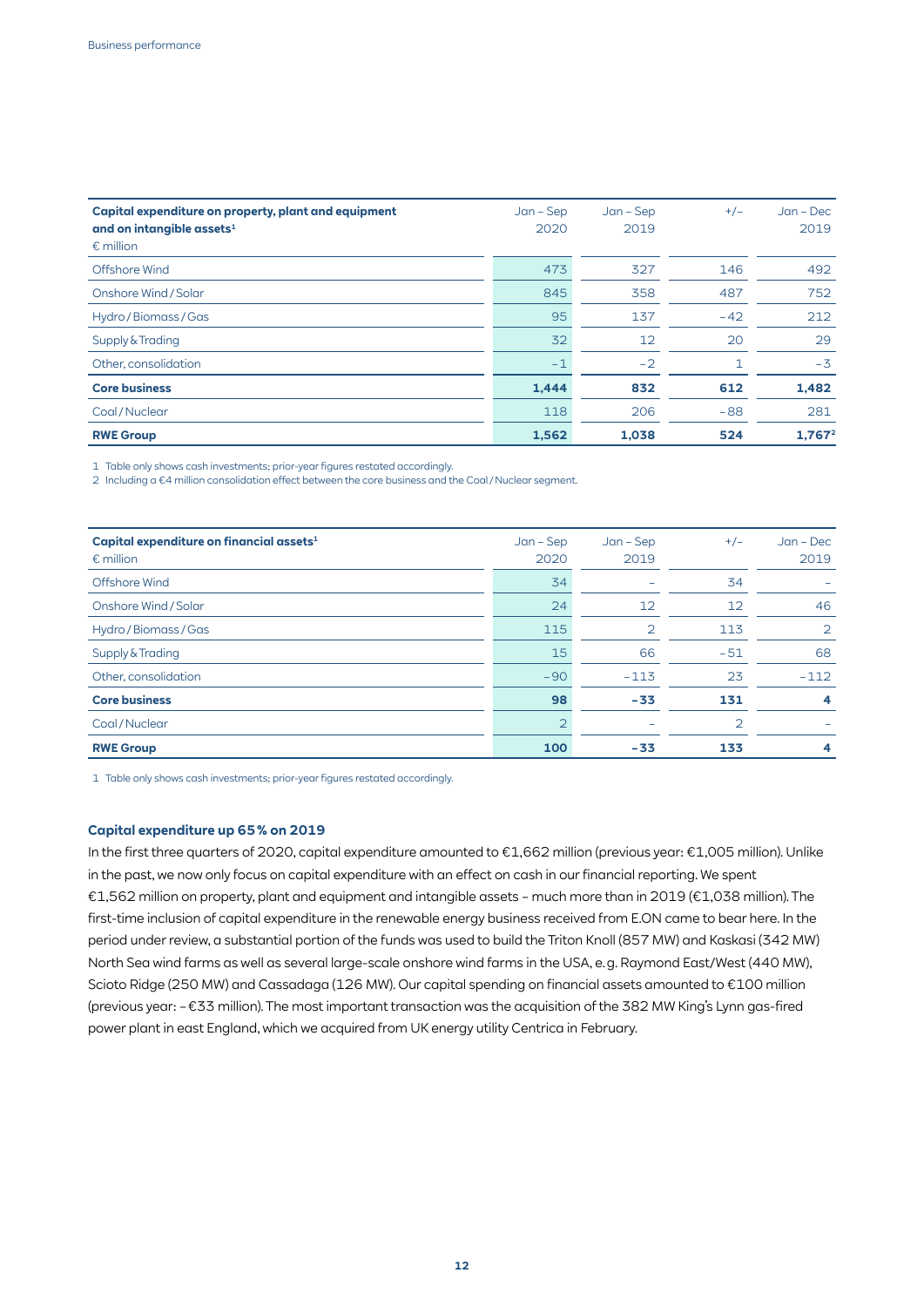| Capital expenditure on property, plant and equipment and on intangible assets[1] € million | Jan – Sep 2020 | Jan – Sep 2019 | +/– | Jan – Dec 2019 |
|---|---|---|---|---|
| Offshore Wind | 473 | 327 | 146 | 492 |
| Onshore Wind / Solar | 845 | 358 | 487 | 752 |
| Hydro / Biomass / Gas | 95 | 137 | –42 | 212 |
| Supply & Trading | 32 | 12 | 20 | 29 |
| Other, consolidation | –1 | –2 | 1 | –3 |
| **Core business** | **1,444** | **832** | **612** | **1,482** |
| Coal / Nuclear | 118 | 206 | –88 | 281 |
| **RWE Group** | **1,562** | **1,038** | **524** | **1,767[2]** |

1 Table only shows cash investments; prior-year figures restated accordingly.
2 Including a €4 million consolidation effect between the core business and the Coal / Nuclear segment.

| Capital expenditure on financial assets[1] € million | Jan – Sep 2020 | Jan – Sep 2019 | +/– | Jan – Dec 2019 |
|---|---|---|---|---|
| Offshore Wind | 34 | – | 34 | – |
| Onshore Wind / Solar | 24 | 12 | 12 | 46 |
| Hydro / Biomass / Gas | 115 | 2 | 113 | 2 |
| Supply & Trading | 15 | 66 | –51 | 68 |
| Other, consolidation | –90 | –113 | 23 | –112 |
| **Core business** | **98** | **–33** | **131** | **4** |
| Coal / Nuclear | 2 | – | 2 | – |
| **RWE Group** | **100** | **–33** | **133** | **4** |

1 Table only shows cash investments; prior-year figures restated accordingly.

### Capital expenditure up 65 % on 2019

In the first three quarters of 2020, capital expenditure amounted to €1,662 million (previous year: €1,005 million). Unlike in the past, we now only focus on capital expenditure with an effect on cash in our financial reporting. We spent €1,562 million on property, plant and equipment and intangible assets – much more than in 2019 (€1,038 million). The first-time inclusion of capital expenditure in the renewable energy business received from E.ON came to bear here. In the period under review, a substantial portion of the funds was used to build the Triton Knoll (857 MW) and Kaskasi (342 MW) North Sea wind farms as well as several large-scale onshore wind farms in the USA, e. g. Raymond East/West (440 MW), Scioto Ridge (250 MW) and Cassadaga (126 MW). Our capital spending on financial assets amounted to €100 million (previous year: – €33 million). The most important transaction was the acquisition of the 382 MW King's Lynn gas-fired power plant in east England, which we acquired from UK energy utility Centrica in February.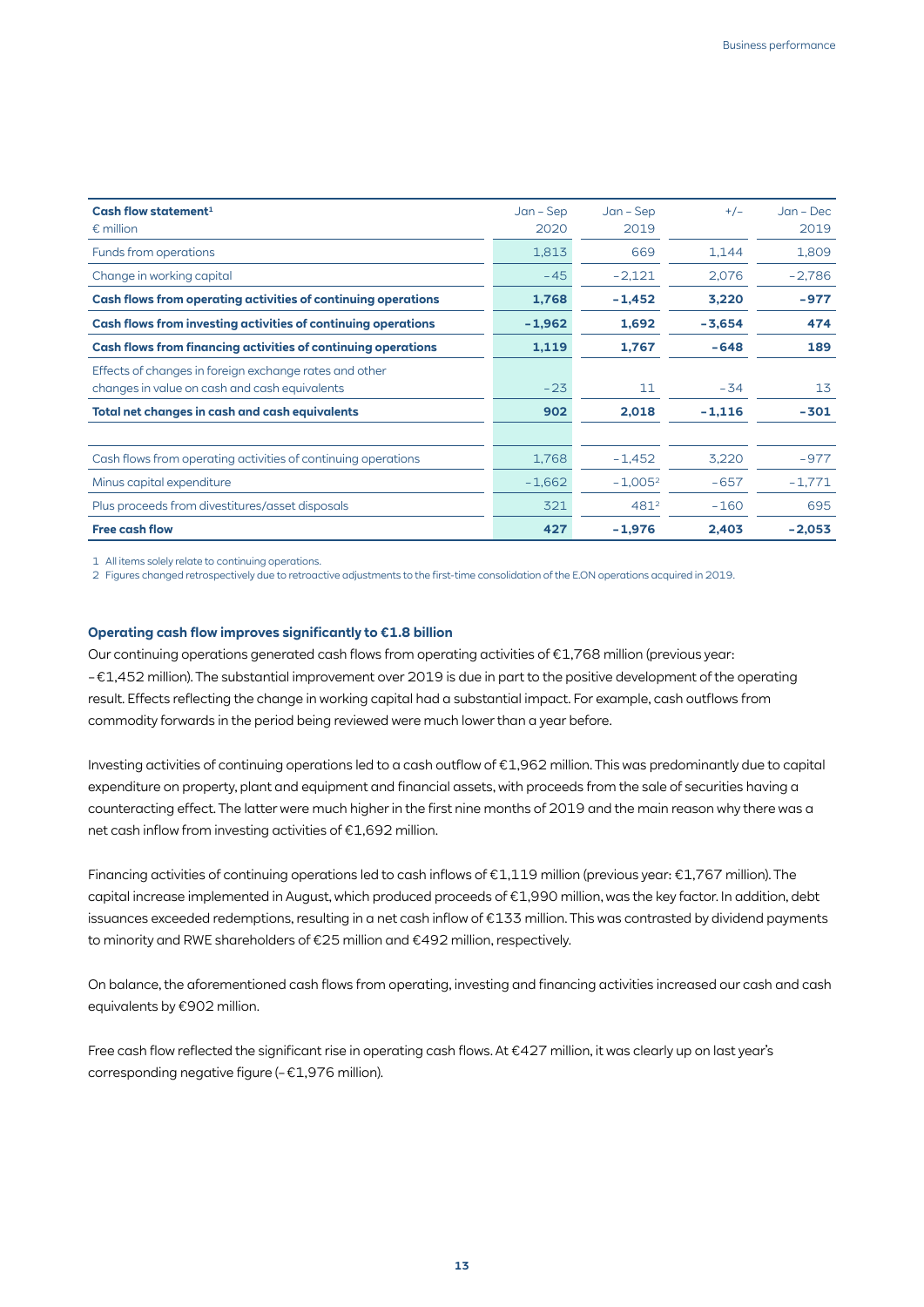| Cash flow statement[1]<br>€ million | Jan – Sep 2020 | Jan – Sep 2019 | +/– | Jan – Dec 2019 |
|---|---|---|---|---|
| Funds from operations | 1,813 | 669 | 1,144 | 1,809 |
| Change in working capital | –45 | –2,121 | 2,076 | –2,786 |
| **Cash flows from operating activities of continuing operations** | **1,768** | **–1,452** | **3,220** | **–977** |
| **Cash flows from investing activities of continuing operations** | **–1,962** | **1,692** | **–3,654** | **474** |
| **Cash flows from financing activities of continuing operations** | **1,119** | **1,767** | **–648** | **189** |
| Effects of changes in foreign exchange rates and other changes in value on cash and cash equivalents | –23 | 11 | –34 | 13 |
| **Total net changes in cash and cash equivalents** | **902** | **2,018** | **–1,116** | **–301** |
| | | | | |
| Cash flows from operating activities of continuing operations | 1,768 | –1,452 | 3,220 | –977 |
| Minus capital expenditure | –1,662 | –1,005[2] | –657 | –1,771 |
| Plus proceeds from divestitures/asset disposals | 321 | 481[2] | –160 | 695 |
| **Free cash flow** | **427** | **–1,976** | **2,403** | **–2,053** |

1 All items solely relate to continuing operations.
2 Figures changed retrospectively due to retroactive adjustments to the first-time consolidation of the E.ON operations acquired in 2019.

### Operating cash flow improves significantly to €1.8 billion

Our continuing operations generated cash flows from operating activities of €1,768 million (previous year: –€1,452 million). The substantial improvement over 2019 is due in part to the positive development of the operating result. Effects reflecting the change in working capital had a substantial impact. For example, cash outflows from commodity forwards in the period being reviewed were much lower than a year before.

Investing activities of continuing operations led to a cash outflow of €1,962 million. This was predominantly due to capital expenditure on property, plant and equipment and financial assets, with proceeds from the sale of securities having a counteracting effect. The latter were much higher in the first nine months of 2019 and the main reason why there was a net cash inflow from investing activities of €1,692 million.

Financing activities of continuing operations led to cash inflows of €1,119 million (previous year: €1,767 million). The capital increase implemented in August, which produced proceeds of €1,990 million, was the key factor. In addition, debt issuances exceeded redemptions, resulting in a net cash inflow of €133 million. This was contrasted by dividend payments to minority and RWE shareholders of €25 million and €492 million, respectively.

On balance, the aforementioned cash flows from operating, investing and financing activities increased our cash and cash equivalents by €902 million.

Free cash flow reflected the significant rise in operating cash flows. At €427 million, it was clearly up on last year's corresponding negative figure (–€1,976 million).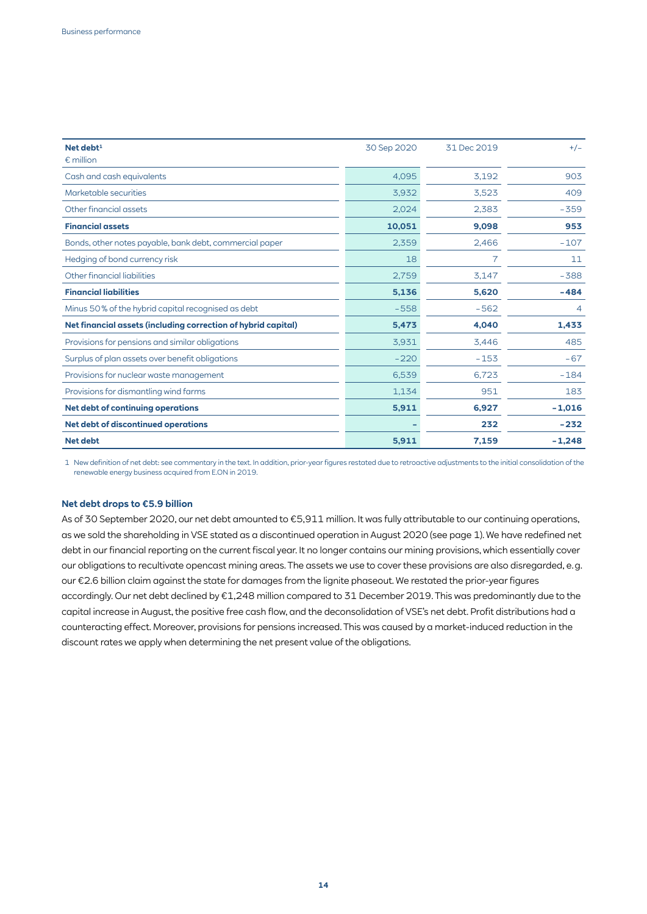| Net debt[1]<br>€ million | 30 Sep 2020 | 31 Dec 2019 | +/– |
|---|---|---|---|
| Cash and cash equivalents | 4,095 | 3,192 | 903 |
| Marketable securities | 3,932 | 3,523 | 409 |
| Other financial assets | 2,024 | 2,383 | –359 |
| **Financial assets** | **10,051** | **9,098** | **953** |
| Bonds, other notes payable, bank debt, commercial paper | 2,359 | 2,466 | –107 |
| Hedging of bond currency risk | 18 | 7 | 11 |
| Other financial liabilities | 2,759 | 3,147 | –388 |
| **Financial liabilities** | **5,136** | **5,620** | **–484** |
| Minus 50% of the hybrid capital recognised as debt | –558 | –562 | 4 |
| **Net financial assets (including correction of hybrid capital)** | **5,473** | **4,040** | **1,433** |
| Provisions for pensions and similar obligations | 3,931 | 3,446 | 485 |
| Surplus of plan assets over benefit obligations | –220 | –153 | –67 |
| Provisions for nuclear waste management | 6,539 | 6,723 | –184 |
| Provisions for dismantling wind farms | 1,134 | 951 | 183 |
| **Net debt of continuing operations** | **5,911** | **6,927** | **–1,016** |
| **Net debt of discontinued operations** | **–** | **232** | **–232** |
| **Net debt** | **5,911** | **7,159** | **–1,248** |

1 New definition of net debt: see commentary in the text. In addition, prior-year figures restated due to retroactive adjustments to the initial consolidation of the renewable energy business acquired from E.ON in 2019.

### Net debt drops to €5.9 billion

As of 30 September 2020, our net debt amounted to €5,911 million. It was fully attributable to our continuing operations, as we sold the shareholding in VSE stated as a discontinued operation in August 2020 (see page 1). We have redefined net debt in our financial reporting on the current fiscal year. It no longer contains our mining provisions, which essentially cover our obligations to recultivate opencast mining areas. The assets we use to cover these provisions are also disregarded, e.g. our €2.6 billion claim against the state for damages from the lignite phaseout. We restated the prior-year figures accordingly. Our net debt declined by €1,248 million compared to 31 December 2019. This was predominantly due to the capital increase in August, the positive free cash flow, and the deconsolidation of VSE's net debt. Profit distributions had a counteracting effect. Moreover, provisions for pensions increased. This was caused by a market-induced reduction in the discount rates we apply when determining the net present value of the obligations.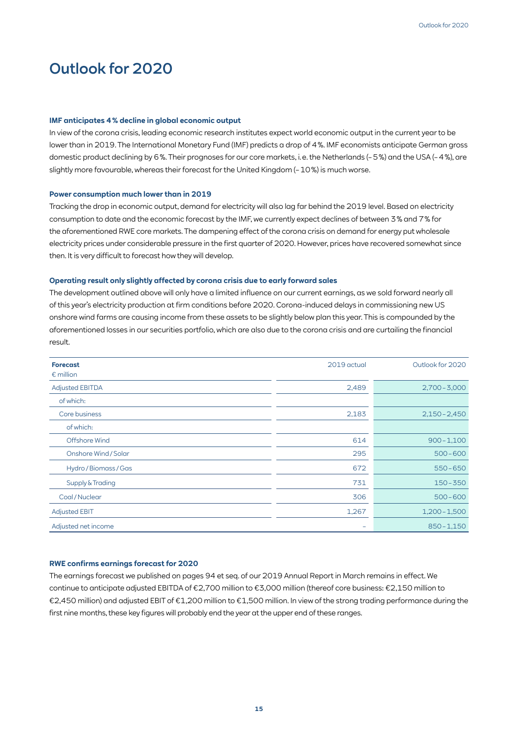# Outlook for 2020

### IMF anticipates 4 % decline in global economic output

In view of the corona crisis, leading economic research institutes expect world economic output in the current year to be lower than in 2019. The International Monetary Fund (IMF) predicts a drop of 4 %. IMF economists anticipate German gross domestic product declining by 6 %. Their prognoses for our core markets, i. e. the Netherlands (– 5 %) and the USA (– 4 %), are slightly more favourable, whereas their forecast for the United Kingdom (– 10 %) is much worse.

### Power consumption much lower than in 2019

Tracking the drop in economic output, demand for electricity will also lag far behind the 2019 level. Based on electricity consumption to date and the economic forecast by the IMF, we currently expect declines of between 3 % and 7 % for the aforementioned RWE core markets. The dampening effect of the corona crisis on demand for energy put wholesale electricity prices under considerable pressure in the first quarter of 2020. However, prices have recovered somewhat since then. It is very difficult to forecast how they will develop.

### Operating result only slightly affected by corona crisis due to early forward sales

The development outlined above will only have a limited influence on our current earnings, as we sold forward nearly all of this year's electricity production at firm conditions before 2020. Corona-induced delays in commissioning new US onshore wind farms are causing income from these assets to be slightly below plan this year. This is compounded by the aforementioned losses in our securities portfolio, which are also due to the corona crisis and are curtailing the financial result.

| **Forecast**<br>€ million | 2019 actual | Outlook for 2020 |
|---|---|---|
| Adjusted EBITDA | 2,489 | 2,700 – 3,000 |
| of which: | | |
| Core business | 2,183 | 2,150 – 2,450 |
| of which: | | |
| Offshore Wind | 614 | 900 – 1,100 |
| Onshore Wind / Solar | 295 | 500 – 600 |
| Hydro / Biomass / Gas | 672 | 550 – 650 |
| Supply & Trading | 731 | 150 – 350 |
| Coal / Nuclear | 306 | 500 – 600 |
| Adjusted EBIT | 1,267 | 1,200 – 1,500 |
| Adjusted net income | – | 850 – 1,150 |

### RWE confirms earnings forecast for 2020

The earnings forecast we published on pages 94 et seq. of our 2019 Annual Report in March remains in effect. We continue to anticipate adjusted EBITDA of €2,700 million to €3,000 million (thereof core business: €2,150 million to €2,450 million) and adjusted EBIT of €1,200 million to €1,500 million. In view of the strong trading performance during the first nine months, these key figures will probably end the year at the upper end of these ranges.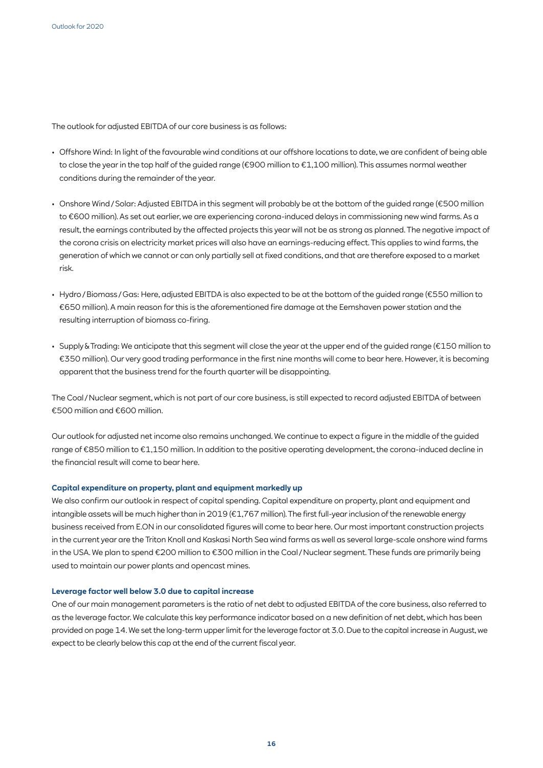The outlook for adjusted EBITDA of our core business is as follows:

- Offshore Wind: In light of the favourable wind conditions at our offshore locations to date, we are confident of being able to close the year in the top half of the guided range (€900 million to €1,100 million). This assumes normal weather conditions during the remainder of the year.
- Onshore Wind / Solar: Adjusted EBITDA in this segment will probably be at the bottom of the guided range (€500 million to €600 million). As set out earlier, we are experiencing corona-induced delays in commissioning new wind farms. As a result, the earnings contributed by the affected projects this year will not be as strong as planned. The negative impact of the corona crisis on electricity market prices will also have an earnings-reducing effect. This applies to wind farms, the generation of which we cannot or can only partially sell at fixed conditions, and that are therefore exposed to a market risk.
- Hydro / Biomass / Gas: Here, adjusted EBITDA is also expected to be at the bottom of the guided range (€550 million to €650 million). A main reason for this is the aforementioned fire damage at the Eemshaven power station and the resulting interruption of biomass co-firing.
- Supply & Trading: We anticipate that this segment will close the year at the upper end of the guided range (€150 million to €350 million). Our very good trading performance in the first nine months will come to bear here. However, it is becoming apparent that the business trend for the fourth quarter will be disappointing.

The Coal / Nuclear segment, which is not part of our core business, is still expected to record adjusted EBITDA of between €500 million and €600 million.

Our outlook for adjusted net income also remains unchanged. We continue to expect a figure in the middle of the guided range of €850 million to €1,150 million. In addition to the positive operating development, the corona-induced decline in the financial result will come to bear here.

### Capital expenditure on property, plant and equipment markedly up

We also confirm our outlook in respect of capital spending. Capital expenditure on property, plant and equipment and intangible assets will be much higher than in 2019 (€1,767 million). The first full-year inclusion of the renewable energy business received from E.ON in our consolidated figures will come to bear here. Our most important construction projects in the current year are the Triton Knoll and Kaskasi North Sea wind farms as well as several large-scale onshore wind farms in the USA. We plan to spend €200 million to €300 million in the Coal / Nuclear segment. These funds are primarily being used to maintain our power plants and opencast mines.

### Leverage factor well below 3.0 due to capital increase

One of our main management parameters is the ratio of net debt to adjusted EBITDA of the core business, also referred to as the leverage factor. We calculate this key performance indicator based on a new definition of net debt, which has been provided on page 14. We set the long-term upper limit for the leverage factor at 3.0. Due to the capital increase in August, we expect to be clearly below this cap at the end of the current fiscal year.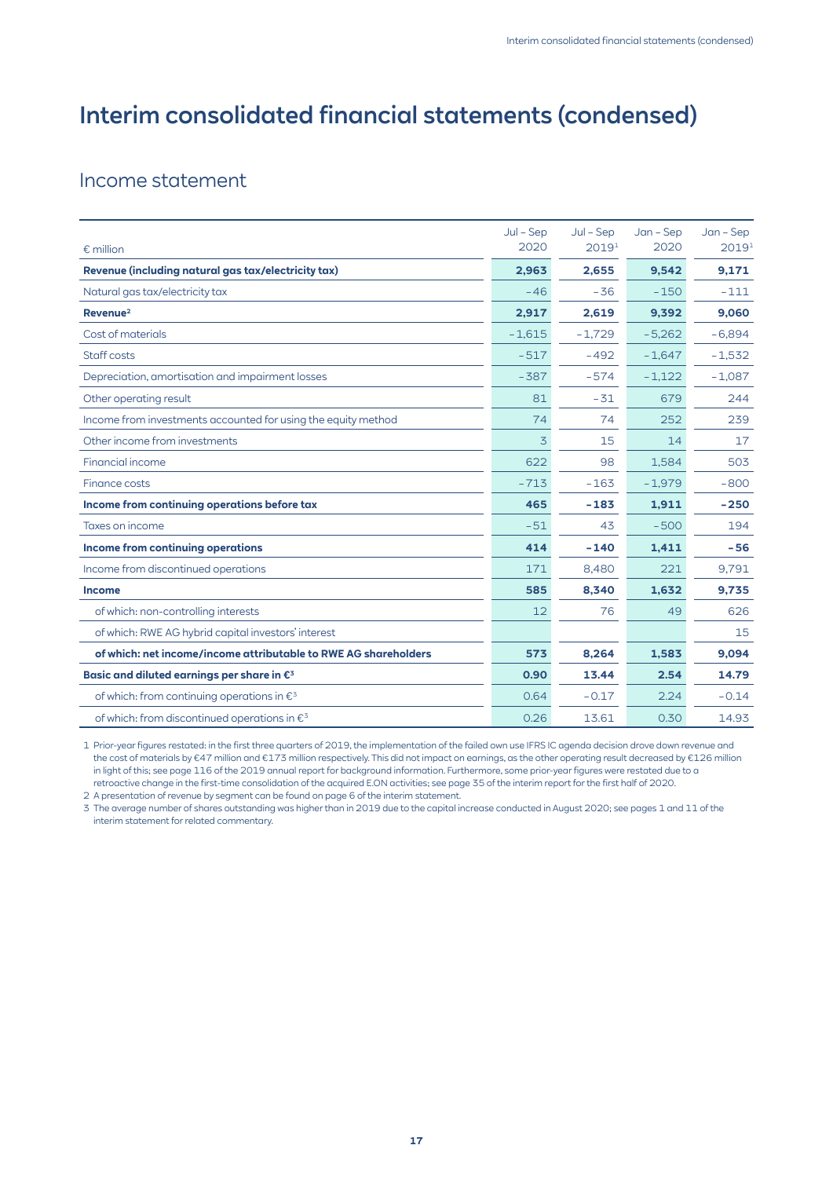# Interim consolidated financial statements (condensed)

## Income statement

| € million | Jul – Sep 2020 | Jul – Sep 2019[1] | Jan – Sep 2020 | Jan – Sep 2019[1] |
|---|---|---|---|---|
| **Revenue (including natural gas tax/electricity tax)** | **2,963** | **2,655** | **9,542** | **9,171** |
| Natural gas tax/electricity tax | -46 | -36 | -150 | -111 |
| **Revenue[2]** | **2,917** | **2,619** | **9,392** | **9,060** |
| Cost of materials | -1,615 | -1,729 | -5,262 | -6,894 |
| Staff costs | -517 | -492 | -1,647 | -1,532 |
| Depreciation, amortisation and impairment losses | -387 | -574 | -1,122 | -1,087 |
| Other operating result | 81 | -31 | 679 | 244 |
| Income from investments accounted for using the equity method | 74 | 74 | 252 | 239 |
| Other income from investments | 3 | 15 | 14 | 17 |
| Financial income | 622 | 98 | 1,584 | 503 |
| Finance costs | -713 | -163 | -1,979 | -800 |
| **Income from continuing operations before tax** | **465** | **-183** | **1,911** | **-250** |
| Taxes on income | -51 | 43 | -500 | 194 |
| **Income from continuing operations** | **414** | **-140** | **1,411** | **-56** |
| Income from discontinued operations | 171 | 8,480 | 221 | 9,791 |
| **Income** | **585** | **8,340** | **1,632** | **9,735** |
| of which: non-controlling interests | 12 | 76 | 49 | 626 |
| of which: RWE AG hybrid capital investors' interest | | | | 15 |
| **of which: net income/income attributable to RWE AG shareholders** | **573** | **8,264** | **1,583** | **9,094** |
| **Basic and diluted earnings per share in €[3]** | **0.90** | **13.44** | **2.54** | **14.79** |
| of which: from continuing operations in €[3] | 0.64 | -0.17 | 2.24 | -0.14 |
| of which: from discontinued operations in €[3] | 0.26 | 13.61 | 0.30 | 14.93 |

1 Prior-year figures restated: in the first three quarters of 2019, the implementation of the failed own use IFRS IC agenda decision drove down revenue and the cost of materials by €47 million and €173 million respectively. This did not impact on earnings, as the other operating result decreased by €126 million in light of this; see page 116 of the 2019 annual report for background information. Furthermore, some prior-year figures were restated due to a retroactive change in the first-time consolidation of the acquired E.ON activities; see page 35 of the interim report for the first half of 2020.

2 A presentation of revenue by segment can be found on page 6 of the interim statement.

3 The average number of shares outstanding was higher than in 2019 due to the capital increase conducted in August 2020; see pages 1 and 11 of the interim statement for related commentary.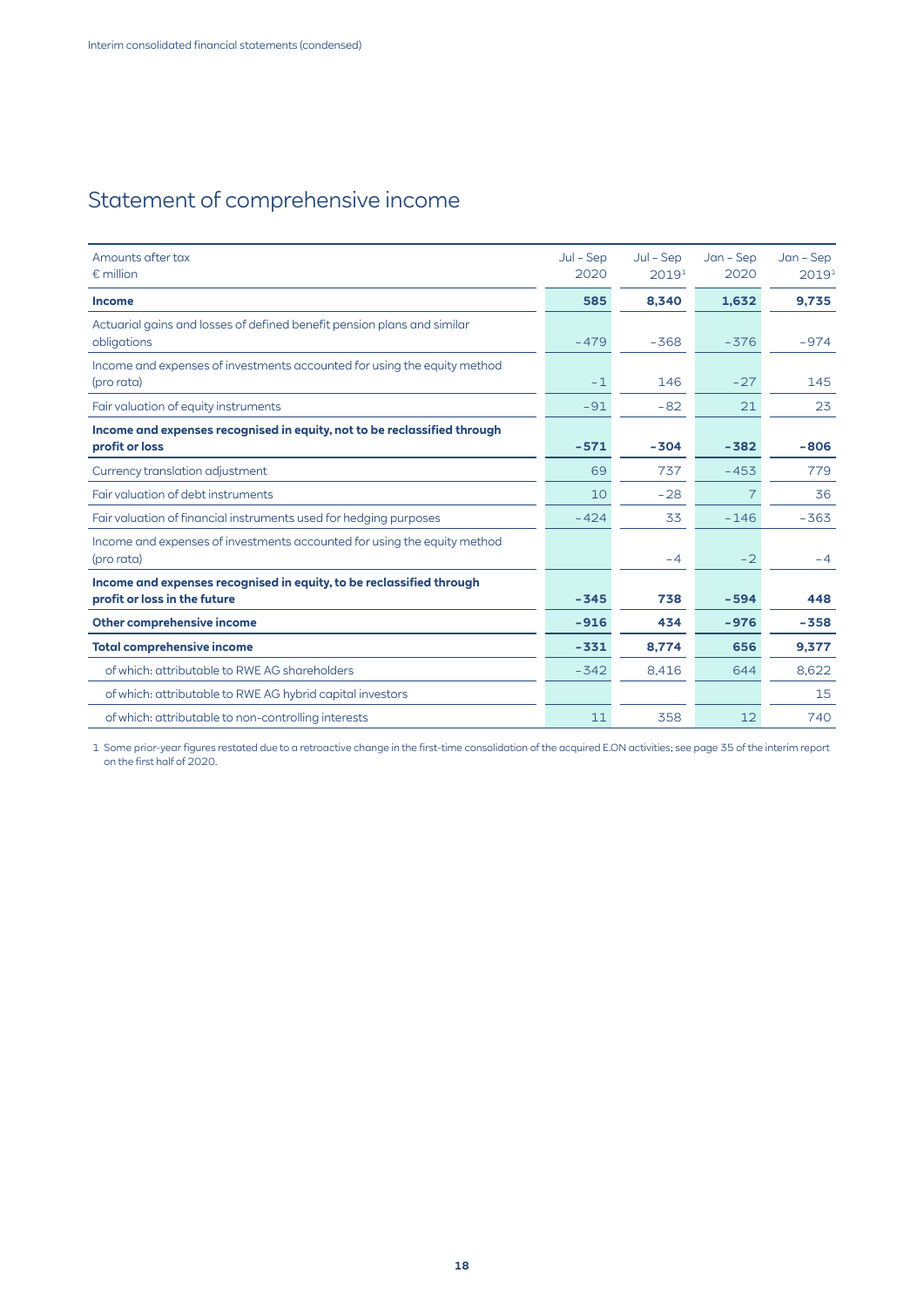# Statement of comprehensive income

| Amounts after tax<br>€ million | Jul – Sep 2020 | Jul – Sep 2019[1] | Jan – Sep 2020 | Jan – Sep 2019[1] |
|---|---|---|---|---|
| **Income** | **585** | **8,340** | **1,632** | **9,735** |
| Actuarial gains and losses of defined benefit pension plans and similar obligations | -479 | -368 | -376 | -974 |
| Income and expenses of investments accounted for using the equity method (pro rata) | -1 | 146 | -27 | 145 |
| Fair valuation of equity instruments | -91 | -82 | 21 | 23 |
| **Income and expenses recognised in equity, not to be reclassified through profit or loss** | **-571** | **-304** | **-382** | **-806** |
| Currency translation adjustment | 69 | 737 | -453 | 779 |
| Fair valuation of debt instruments | 10 | -28 | 7 | 36 |
| Fair valuation of financial instruments used for hedging purposes | -424 | 33 | -146 | -363 |
| Income and expenses of investments accounted for using the equity method (pro rata) | | -4 | -2 | -4 |
| **Income and expenses recognised in equity, to be reclassified through profit or loss in the future** | **-345** | **738** | **-594** | **448** |
| **Other comprehensive income** | **-916** | **434** | **-976** | **-358** |
| **Total comprehensive income** | **-331** | **8,774** | **656** | **9,377** |
| of which: attributable to RWE AG shareholders | -342 | 8,416 | 644 | 8,622 |
| of which: attributable to RWE AG hybrid capital investors | | | | 15 |
| of which: attributable to non-controlling interests | 11 | 358 | 12 | 740 |

1 Some prior-year figures restated due to a retroactive change in the first-time consolidation of the acquired E.ON activities; see page 35 of the interim report on the first half of 2020.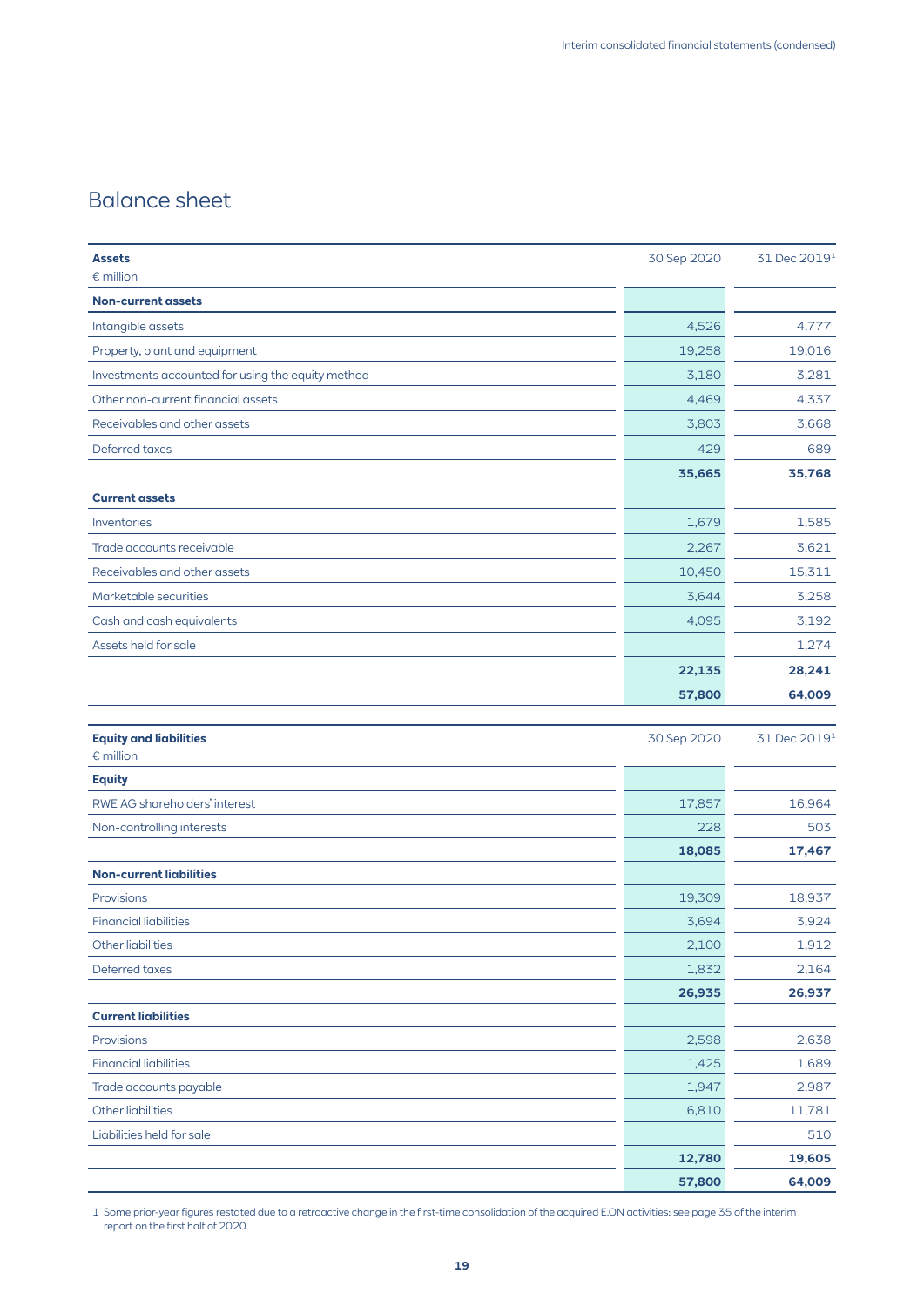# Balance sheet

| Assets<br>€ million | 30 Sep 2020 | 31 Dec 2019[1] |
|---|---|---|
| **Non-current assets** | | |
| Intangible assets | 4,526 | 4,777 |
| Property, plant and equipment | 19,258 | 19,016 |
| Investments accounted for using the equity method | 3,180 | 3,281 |
| Other non-current financial assets | 4,469 | 4,337 |
| Receivables and other assets | 3,803 | 3,668 |
| Deferred taxes | 429 | 689 |
| | **35,665** | **35,768** |
| **Current assets** | | |
| Inventories | 1,679 | 1,585 |
| Trade accounts receivable | 2,267 | 3,621 |
| Receivables and other assets | 10,450 | 15,311 |
| Marketable securities | 3,644 | 3,258 |
| Cash and cash equivalents | 4,095 | 3,192 |
| Assets held for sale | | 1,274 |
| | **22,135** | **28,241** |
| | **57,800** | **64,009** |

| Equity and liabilities<br>€ million | 30 Sep 2020 | 31 Dec 2019[1] |
|---|---|---|
| **Equity** | | |
| RWE AG shareholders' interest | 17,857 | 16,964 |
| Non-controlling interests | 228 | 503 |
| | **18,085** | **17,467** |
| **Non-current liabilities** | | |
| Provisions | 19,309 | 18,937 |
| Financial liabilities | 3,694 | 3,924 |
| Other liabilities | 2,100 | 1,912 |
| Deferred taxes | 1,832 | 2,164 |
| | **26,935** | **26,937** |
| **Current liabilities** | | |
| Provisions | 2,598 | 2,638 |
| Financial liabilities | 1,425 | 1,689 |
| Trade accounts payable | 1,947 | 2,987 |
| Other liabilities | 6,810 | 11,781 |
| Liabilities held for sale | | 510 |
| | **12,780** | **19,605** |
| | **57,800** | **64,009** |

1 Some prior-year figures restated due to a retroactive change in the first-time consolidation of the acquired E.ON activities; see page 35 of the interim report on the first half of 2020.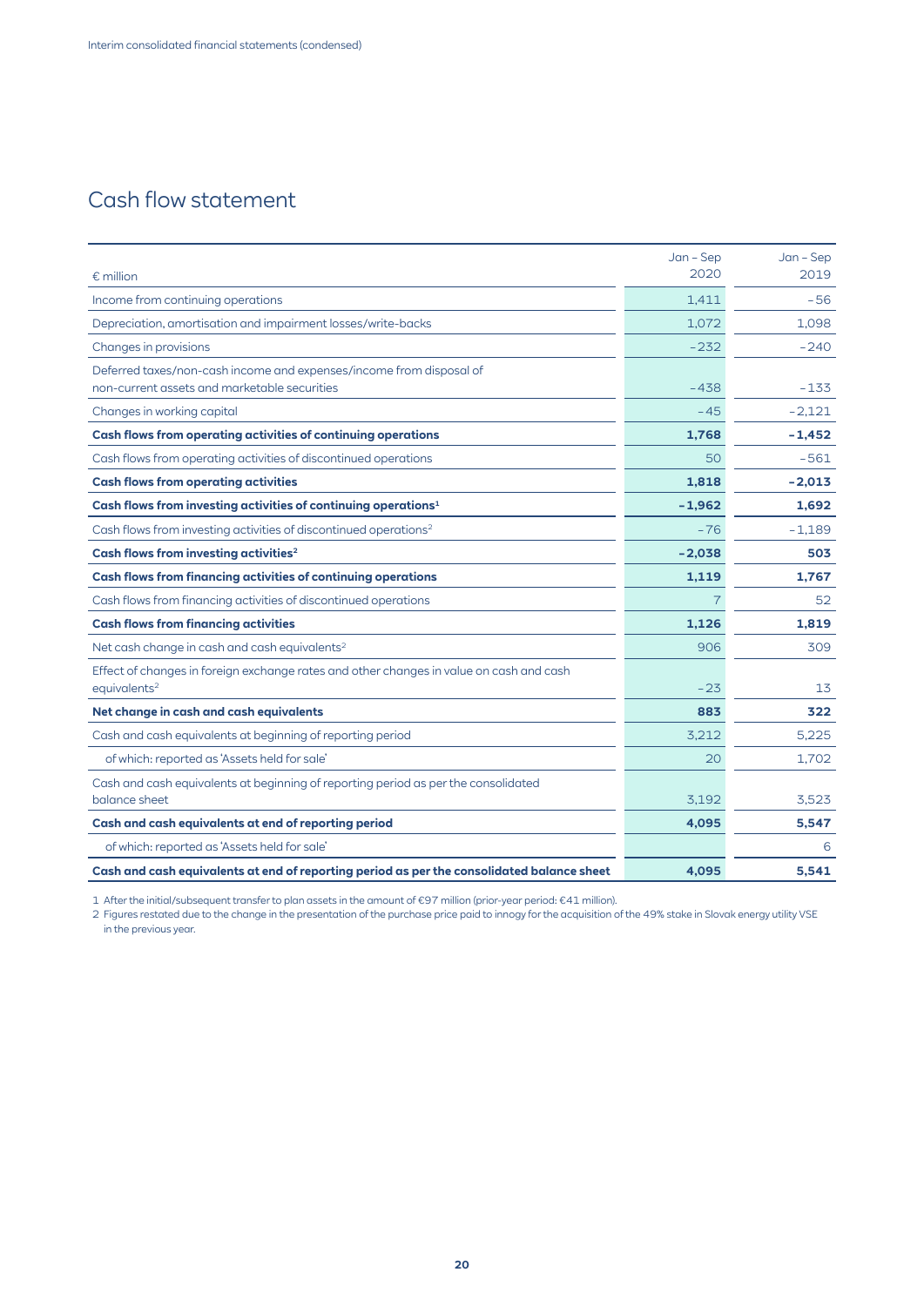## Cash flow statement

| € million | Jan – Sep 2020 | Jan – Sep 2019 |
|---|---|---|
| Income from continuing operations | 1,411 | −56 |
| Depreciation, amortisation and impairment losses/write-backs | 1,072 | 1,098 |
| Changes in provisions | −232 | −240 |
| Deferred taxes/non-cash income and expenses/income from disposal of non-current assets and marketable securities | −438 | −133 |
| Changes in working capital | −45 | −2,121 |
| **Cash flows from operating activities of continuing operations** | **1,768** | **−1,452** |
| Cash flows from operating activities of discontinued operations | 50 | −561 |
| **Cash flows from operating activities** | **1,818** | **−2,013** |
| **Cash flows from investing activities of continuing operations**[1] | **−1,962** | **1,692** |
| Cash flows from investing activities of discontinued operations[2] | −76 | −1,189 |
| **Cash flows from investing activities**[2] | **−2,038** | **503** |
| **Cash flows from financing activities of continuing operations** | **1,119** | **1,767** |
| Cash flows from financing activities of discontinued operations | 7 | 52 |
| **Cash flows from financing activities** | **1,126** | **1,819** |
| Net cash change in cash and cash equivalents[2] | 906 | 309 |
| Effect of changes in foreign exchange rates and other changes in value on cash and cash equivalents[2] | −23 | 13 |
| **Net change in cash and cash equivalents** | **883** | **322** |
| Cash and cash equivalents at beginning of reporting period | 3,212 | 5,225 |
| of which: reported as 'Assets held for sale' | 20 | 1,702 |
| Cash and cash equivalents at beginning of reporting period as per the consolidated balance sheet | 3,192 | 3,523 |
| **Cash and cash equivalents at end of reporting period** | **4,095** | **5,547** |
| of which: reported as 'Assets held for sale' | | 6 |
| **Cash and cash equivalents at end of reporting period as per the consolidated balance sheet** | **4,095** | **5,541** |

1 After the initial/subsequent transfer to plan assets in the amount of €97 million (prior-year period: €41 million).

2 Figures restated due to the change in the presentation of the purchase price paid to innogy for the acquisition of the 49% stake in Slovak energy utility VSE in the previous year.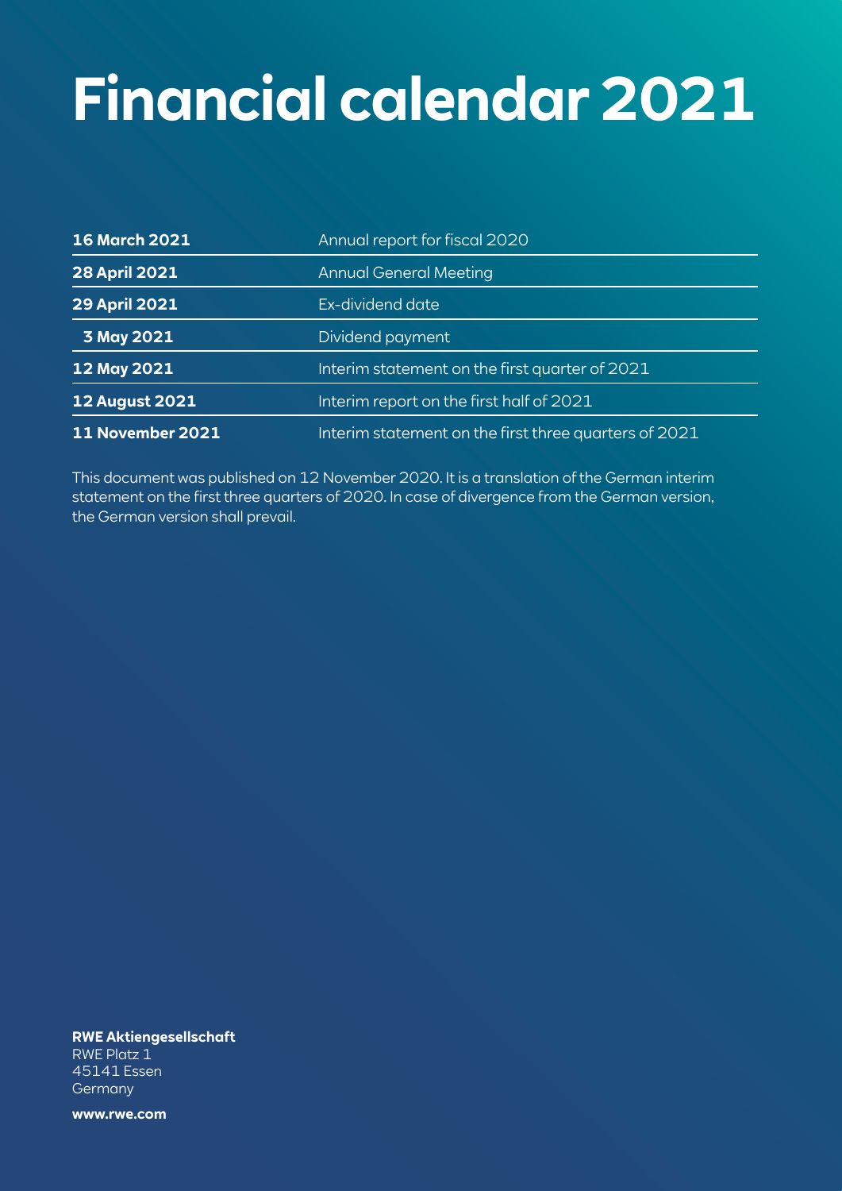# Financial calendar 2021

| | |
|---|---|
| **16 March 2021** | Annual report for fiscal 2020 |
| **28 April 2021** | Annual General Meeting |
| **29 April 2021** | Ex-dividend date |
| **3 May 2021** | Dividend payment |
| **12 May 2021** | Interim statement on the first quarter of 2021 |
| **12 August 2021** | Interim report on the first half of 2021 |
| **11 November 2021** | Interim statement on the first three quarters of 2021 |

This document was published on 12 November 2020. It is a translation of the German interim statement on the first three quarters of 2020. In case of divergence from the German version, the German version shall prevail.

**RWE Aktiengesellschaft**
RWE Platz 1
45141 Essen
Germany

**www.rwe.com**